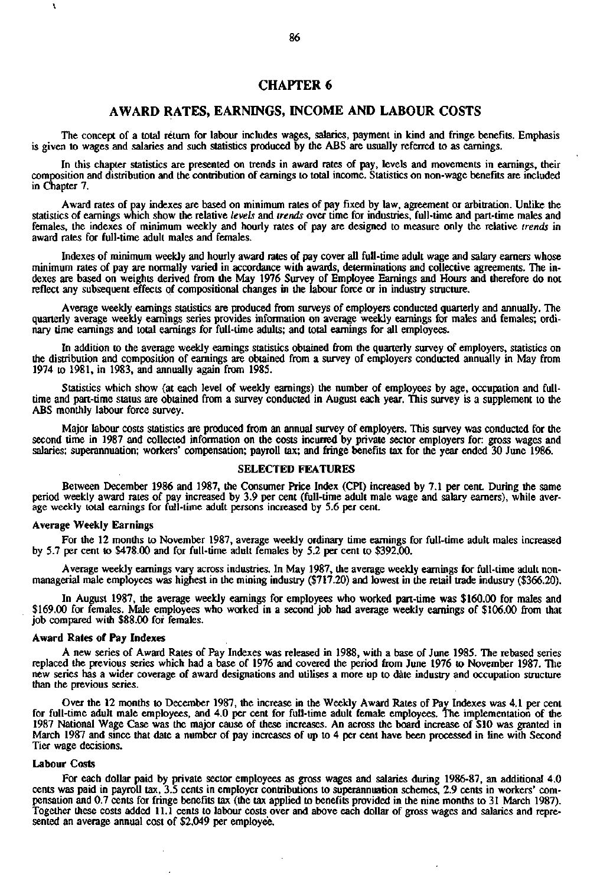# CHAPTER 6

## AWARD RATES, EARNINGS, INCOME AND LABOUR COSTS

The concept of a total return for labour includes wages, salaries, payment in kind and fringe benefits. Emphasis is given to wages and salaries and such statistics produced by the ABS are usually referred to as earnings.

In this chapter statistics are presented on trends in award rates of pay, levels and movements in earnings, their composition and distribution and the contribution of earnings to total income. Statistics on non-wage benefits are included in Chapter 7.

Award rates of pay indexes are based on minimum rates of pay fixed by law, agreement or arbitration. Unlike the statistics of earnings which show the relative *levels* and *trends* over time for industries, full-time and part-time males and females, the indexes of minimum weekly and hourly rates of pay are designed to measure only the relative *trends* in award rates for full-time adult males and females.

Indexes of minimum weekly and hourly award rates of pay cover all full-time adult wage and salary earners whose minimum rates of pay are normally varied in accordance with awards, determinations and collective agreements. The indexes are based on weights derived from the May 1976 Survey of Employee Earnings and Hours and therefore do not reflect any subsequent effects of compositional changes in the labour force or in industry structure.

Average weekly earnings statistics are produced from surveys of employers conducted quarterly and annually. The quarterly average weekly earnings series provides information on average weekly earnings for males and females; ordinary time earnings and total earnings for full-time adults; and total earnings for all employees.

In addition to the average weekly earnings statistics obtained from the quarterly survey of employers, statistics on the distribution and composition of earnings are obtained from a survey of employers conducted annually in May from 1974 to 1981, in 1983, and annually again from 1985.

Statistics which show (at each level of weekly earnings) the number of employees by age, occupation and full-time and part-time status are obtained from a survey conducted in August each year. This survey is a supplement to the ABS monthly labour force survey.

Major labour costs statistics are produced from an annual survey of employers. This survey was conducted for the second time in 1987 and collected information on the costs incurred by private sector employers for: gross wages and salaries; superannuation; workers' compensation; payroll tax; and fringe benefits tax for the year ended 30 June 1986.

### SELECTED FEATURES

Between December 1986 and 1987, the Consumer Price Index (CPI) increased by 7.1 per cent. During the same period weekly award rates of pay increased by 3.9 per cent (full-time adult male wage and salary earners), while average weekly total earnings for full-time adult persons increased by 5.6 per cent.

#### Average Weekly Earnings

For the 12 months to November 1987, average weekly ordinary time earnings for full-time adult males increased by 5.7 per cent to $478.00 and for full-time adult females by 5.2 per cent to $392.00.

Average weekly earnings vary across industries. In May 1987, the average weekly earnings for full-time adult non-managerial male employees was highest in the mining industry ($717.20) and lowest in the retail trade industry ($366.20).

In August 1987, the average weekly earnings for employees who worked part-time was $160.00 for males and $169.00 for females. Male employees who worked in a second job had average weekly earnings of $106.00 from that job compared with $88.00 for females.

#### Award Rates of Pay Indexes

A new series of Award Rates of Pay Indexes was released in 1988, with a base of June 1985. The rebased series replaced the previous series which had a base of 1976 and covered the period from June 1976 to November 1987. The new series has a wider coverage of award designations and utilises a more up to date industry and occupation structure than the previous series.

Over the 12 months to December 1987, the increase in the Weekly Award Rates of Pay Indexes was 4.1 per cent for full-time adult male employees, and 4.0 per cent for full-time adult female employees. The implementation of the 1987 National Wage Case was the major cause of these increases. An across the board increase of $10 was granted in March 1987 and since that date a number of pay increases of up to 4 per cent have been processed in line with Second Tier wage decisions.

#### Labour Costs

For each dollar paid by private sector employees as gross wages and salaries during 1986-87, an additional 4.0 cents was paid in payroll tax, 3.5 cents in employer contributions to superannuation schemes, 2.9 cents in workers' compensation and 0.7 cents for fringe benefits tax (the tax applied to benefits provided in the nine months to 31 March 1987). Together these costs added 11.1 cents to labour costs over and above each dollar of gross wages and salaries and represented an average annual cost of $2,049 per employee.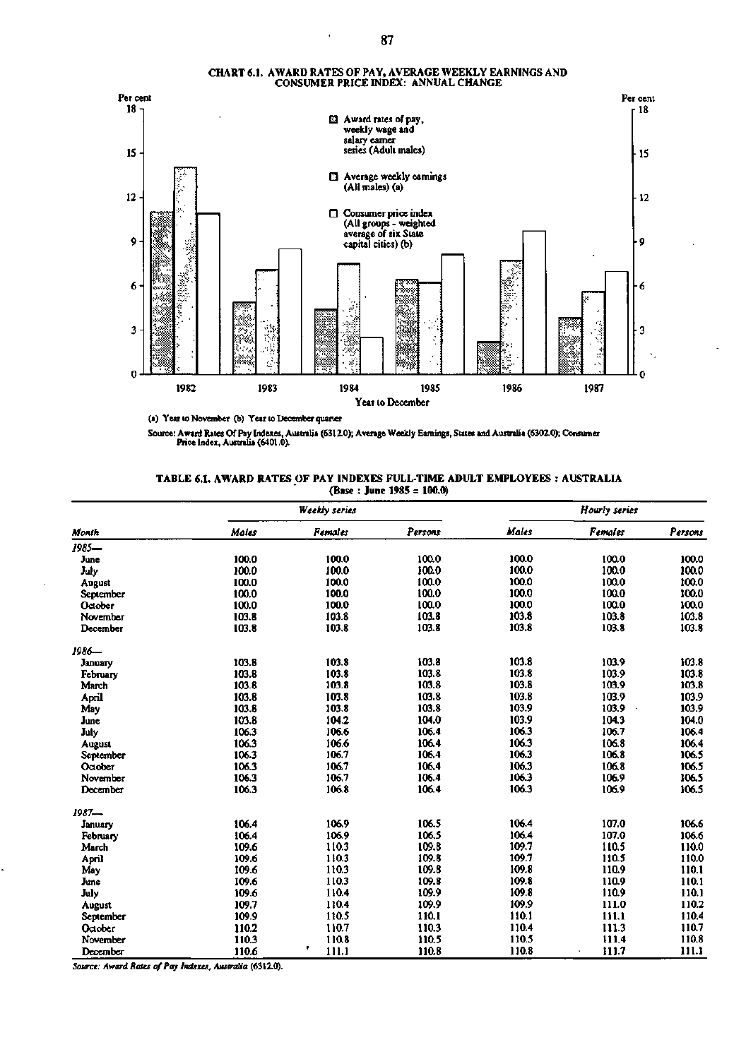**CHART 6.1. AWARD RATES OF PAY, AVERAGE WEEKLY EARNINGS AND CONSUMER PRICE INDEX: ANNUAL CHANGE**

(a) Year to November (b) Year to December quarter

Source: Award Rates Of Pay Indexes, Australia (6312.0); Average Weekly Earnings, States and Australia (6302.0); Consumer Price Index, Australia (6401.0).

**TABLE 6.1. AWARD RATES OF PAY INDEXES FULL-TIME ADULT EMPLOYEES : AUSTRALIA**
**(Base : June 1985 = 100.0)**

| | *Weekly series* | | | *Hourly series* | | |
|---|---|---|---|---|---|---|
| *Month* | *Males* | *Females* | *Persons* | *Males* | *Females* | *Persons* |
| *1985—* | | | | | | |
| June | 100.0 | 100.0 | 100.0 | 100.0 | 100.0 | 100.0 |
| July | 100.0 | 100.0 | 100.0 | 100.0 | 100.0 | 100.0 |
| August | 100.0 | 100.0 | 100.0 | 100.0 | 100.0 | 100.0 |
| September | 100.0 | 100.0 | 100.0 | 100.0 | 100.0 | 100.0 |
| October | 100.0 | 100.0 | 100.0 | 100.0 | 100.0 | 100.0 |
| November | 103.8 | 103.8 | 103.8 | 103.8 | 103.8 | 103.8 |
| December | 103.8 | 103.8 | 103.8 | 103.8 | 103.8 | 103.8 |
| *1986—* | | | | | | |
| January | 103.8 | 103.8 | 103.8 | 103.8 | 103.9 | 103.8 |
| February | 103.8 | 103.8 | 103.8 | 103.8 | 103.9 | 103.8 |
| March | 103.8 | 103.8 | 103.8 | 103.8 | 103.9 | 103.8 |
| April | 103.8 | 103.8 | 103.8 | 103.8 | 103.9 | 103.9 |
| May | 103.8 | 103.8 | 103.8 | 103.9 | 103.9 | 103.9 |
| June | 103.8 | 104.2 | 104.0 | 103.9 | 104.3 | 104.0 |
| July | 106.3 | 106.6 | 106.4 | 106.3 | 106.7 | 106.4 |
| August | 106.3 | 106.6 | 106.4 | 106.3 | 106.8 | 106.4 |
| September | 106.3 | 106.7 | 106.4 | 106.3 | 106.8 | 106.5 |
| October | 106.3 | 106.7 | 106.4 | 106.3 | 106.8 | 106.5 |
| November | 106.3 | 106.7 | 106.4 | 106.3 | 106.9 | 106.5 |
| December | 106.3 | 106.8 | 106.4 | 106.3 | 106.9 | 106.5 |
| *1987—* | | | | | | |
| January | 106.4 | 106.9 | 106.5 | 106.4 | 107.0 | 106.6 |
| February | 106.4 | 106.9 | 106.5 | 106.4 | 107.0 | 106.6 |
| March | 109.6 | 110.3 | 109.8 | 109.7 | 110.5 | 110.0 |
| April | 109.6 | 110.3 | 109.8 | 109.7 | 110.5 | 110.0 |
| May | 109.6 | 110.3 | 109.8 | 109.8 | 110.9 | 110.1 |
| June | 109.6 | 110.3 | 109.8 | 109.8 | 110.9 | 110.1 |
| July | 109.6 | 110.4 | 109.9 | 109.8 | 110.9 | 110.1 |
| August | 109.7 | 110.4 | 109.9 | 109.9 | 111.0 | 110.2 |
| September | 109.9 | 110.5 | 110.1 | 110.1 | 111.1 | 110.4 |
| October | 110.2 | 110.7 | 110.3 | 110.4 | 111.3 | 110.7 |
| November | 110.3 | 110.8 | 110.5 | 110.5 | 111.4 | 110.8 |
| December | 110.6 | 111.1 | 110.8 | 110.8 | 111.7 | 111.1 |

*Source: Award Rates of Pay Indexes, Australia* (6312.0).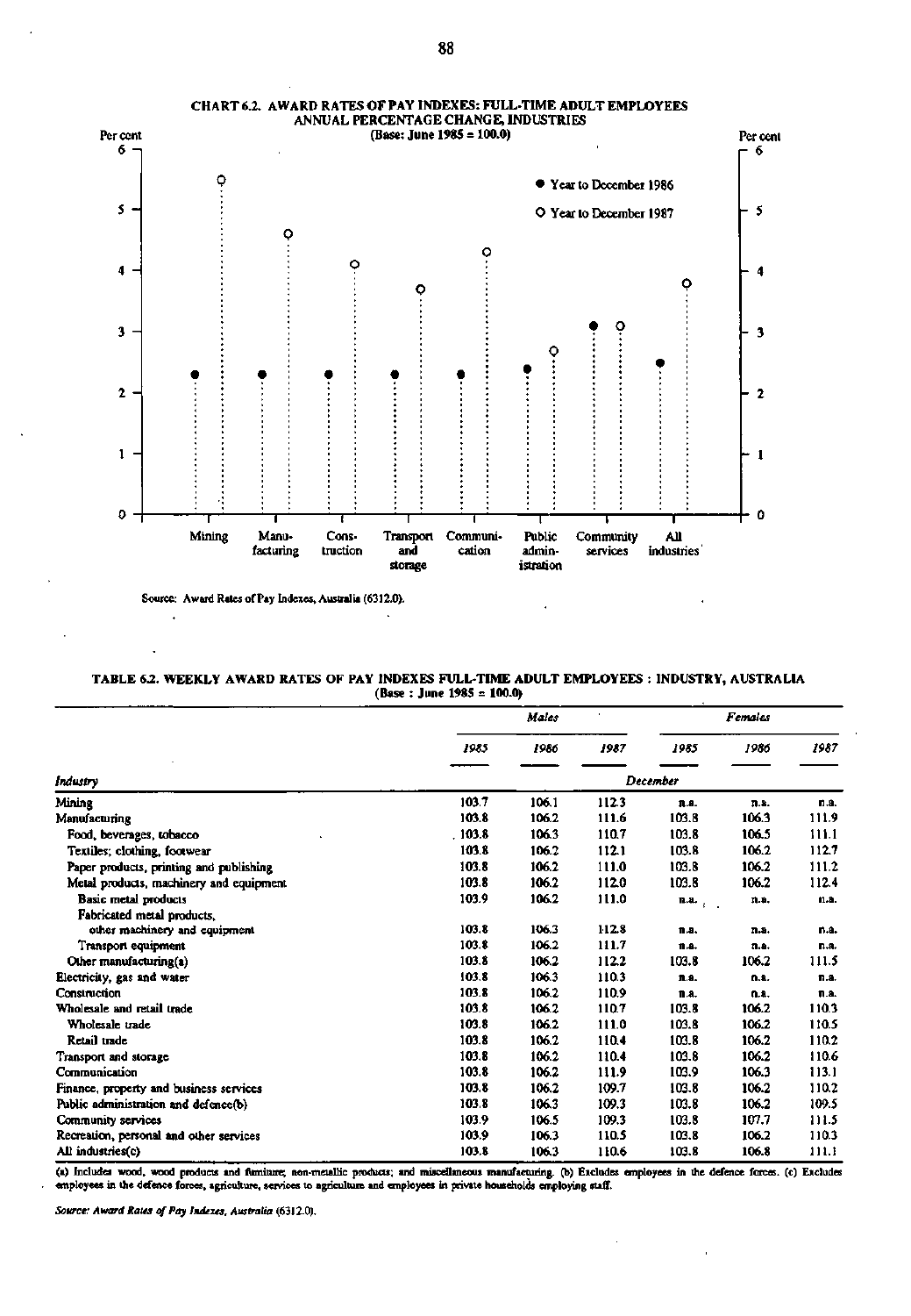**CHART 6.2. AWARD RATES OF PAY INDEXES: FULL-TIME ADULT EMPLOYEES ANNUAL PERCENTAGE CHANGE, INDUSTRIES**
(Base: June 1985 = 100.0)

Source: Award Rates of Pay Indexes, Australia (6312.0).

**TABLE 6.2. WEEKLY AWARD RATES OF PAY INDEXES FULL-TIME ADULT EMPLOYEES : INDUSTRY, AUSTRALIA**
(Base : June 1985 = 100.0)

| | Males | | | Females | | |
|---|---|---|---|---|---|---|
| | 1985 | 1986 | 1987 | 1985 | 1986 | 1987 |
| Industry | December | | | | | |
| Mining | 103.7 | 106.1 | 112.3 | n.a. | n.a. | n.a. |
| Manufacturing | 103.8 | 106.2 | 111.6 | 103.8 | 106.3 | 111.9 |
| Food, beverages, tobacco | 103.8 | 106.3 | 110.7 | 103.8 | 106.5 | 111.1 |
| Textiles; clothing, footwear | 103.8 | 106.2 | 112.1 | 103.8 | 106.2 | 112.7 |
| Paper products, printing and publishing | 103.8 | 106.2 | 111.0 | 103.8 | 106.2 | 111.2 |
| Metal products, machinery and equipment | 103.8 | 106.2 | 112.0 | 103.8 | 106.2 | 112.4 |
| Basic metal products | 103.9 | 106.2 | 111.0 | n.a. | n.a. | n.a. |
| Fabricated metal products, other machinery and equipment | 103.8 | 106.3 | 112.8 | n.a. | n.a. | n.a. |
| Transport equipment | 103.8 | 106.2 | 111.7 | n.a. | n.a. | n.a. |
| Other manufacturing(a) | 103.8 | 106.2 | 112.2 | 103.8 | 106.2 | 111.5 |
| Electricity, gas and water | 103.8 | 106.3 | 110.3 | n.a. | n.a. | n.a. |
| Construction | 103.8 | 106.2 | 110.9 | n.a. | n.a. | n.a. |
| Wholesale and retail trade | 103.8 | 106.2 | 110.7 | 103.8 | 106.2 | 110.3 |
| Wholesale trade | 103.8 | 106.2 | 111.0 | 103.8 | 106.2 | 110.5 |
| Retail trade | 103.8 | 106.2 | 110.4 | 103.8 | 106.2 | 110.2 |
| Transport and storage | 103.8 | 106.2 | 110.4 | 103.8 | 106.2 | 110.6 |
| Communication | 103.8 | 106.2 | 111.9 | 103.9 | 106.3 | 113.1 |
| Finance, property and business services | 103.8 | 106.2 | 109.7 | 103.8 | 106.2 | 110.2 |
| Public administration and defence(b) | 103.8 | 106.3 | 109.3 | 103.8 | 106.2 | 109.5 |
| Community services | 103.9 | 106.5 | 109.3 | 103.8 | 107.7 | 111.5 |
| Recreation, personal and other services | 103.9 | 106.3 | 110.5 | 103.8 | 106.2 | 110.3 |
| All industries(c) | 103.8 | 106.3 | 110.6 | 103.8 | 106.8 | 111.1 |

(a) Includes wood, wood products and furniture; non-metallic products; and miscellaneous manufacturing. (b) Excludes employees in the defence forces. (c) Excludes employees in the defence forces, agriculture, services to agriculture and employees in private households employing staff.

*Source: Award Rates of Pay Indexes, Australia* (6312.0).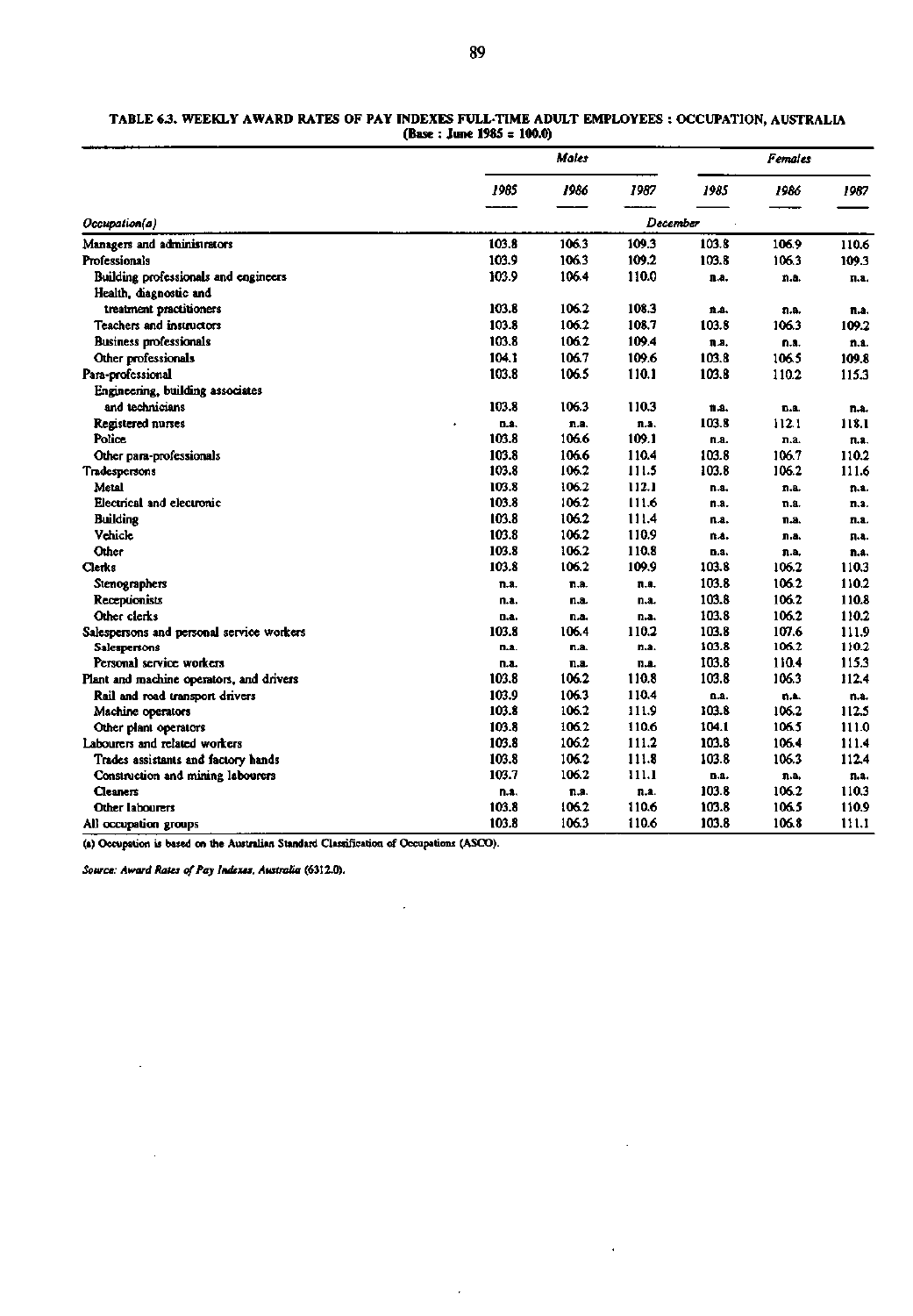**TABLE 6.3. WEEKLY AWARD RATES OF PAY INDEXES FULL-TIME ADULT EMPLOYEES : OCCUPATION, AUSTRALIA**
**(Base : June 1985 = 100.0)**

| | *Males* | | | *Females* | | |
|---|---|---|---|---|---|---|
| | *1985* | *1986* | *1987* | *1985* | *1986* | *1987* |
| *Occupation(a)* | | | *December* | | | |
| Managers and administrators | 103.8 | 106.3 | 109.3 | 103.8 | 106.9 | 110.6 |
| Professionals | 103.9 | 106.3 | 109.2 | 103.8 | 106.3 | 109.3 |
| Building professionals and engineers | 103.9 | 106.4 | 110.0 | n.a. | n.a. | n.a. |
| Health, diagnostic and treatment practitioners | 103.8 | 106.2 | 108.3 | n.a. | n.a. | n.a. |
| Teachers and instructors | 103.8 | 106.2 | 108.7 | 103.8 | 106.3 | 109.2 |
| Business professionals | 103.8 | 106.2 | 109.4 | n.a. | n.a. | n.a. |
| Other professionals | 104.1 | 106.7 | 109.6 | 103.8 | 106.5 | 109.8 |
| Para-professional | 103.8 | 106.5 | 110.1 | 103.8 | 110.2 | 115.3 |
| Engineering, building associates and technicians | 103.8 | 106.3 | 110.3 | n.a. | n.a. | n.a. |
| Registered nurses | n.a. | n.a. | n.a. | 103.8 | 112.1 | 118.1 |
| Police | 103.8 | 106.6 | 109.1 | n.a. | n.a. | n.a. |
| Other para-professionals | 103.8 | 106.6 | 110.4 | 103.8 | 106.7 | 110.2 |
| Tradespersons | 103.8 | 106.2 | 111.5 | 103.8 | 106.2 | 111.6 |
| Metal | 103.8 | 106.2 | 112.1 | n.a. | n.a. | n.a. |
| Electrical and electronic | 103.8 | 106.2 | 111.6 | n.a. | n.a. | n.a. |
| Building | 103.8 | 106.2 | 111.4 | n.a. | n.a. | n.a. |
| Vehicle | 103.8 | 106.2 | 110.9 | n.a. | n.a. | n.a. |
| Other | 103.8 | 106.2 | 110.8 | n.a. | n.a. | n.a. |
| Clerks | 103.8 | 106.2 | 109.9 | 103.8 | 106.2 | 110.3 |
| Stenographers | n.a. | n.a. | n.a. | 103.8 | 106.2 | 110.2 |
| Receptionists | n.a. | n.a. | n.a. | 103.8 | 106.2 | 110.8 |
| Other clerks | n.a. | n.a. | n.a. | 103.8 | 106.2 | 110.2 |
| Salespersons and personal service workers | 103.8 | 106.4 | 110.2 | 103.8 | 107.6 | 111.9 |
| Salespersons | n.a. | n.a. | n.a. | 103.8 | 106.2 | 110.2 |
| Personal service workers | n.a. | n.a. | n.a. | 103.8 | 110.4 | 115.3 |
| Plant and machine operators, and drivers | 103.8 | 106.2 | 110.8 | 103.8 | 106.3 | 112.4 |
| Rail and road transport drivers | 103.9 | 106.3 | 110.4 | n.a. | n.a. | n.a. |
| Machine operators | 103.8 | 106.2 | 111.9 | 103.8 | 106.2 | 112.5 |
| Other plant operators | 103.8 | 106.2 | 110.6 | 104.1 | 106.5 | 111.0 |
| Labourers and related workers | 103.8 | 106.2 | 111.2 | 103.8 | 106.4 | 111.4 |
| Trades assistants and factory hands | 103.8 | 106.2 | 111.8 | 103.8 | 106.3 | 112.4 |
| Construction and mining labourers | 103.7 | 106.2 | 111.1 | n.a. | n.a. | n.a. |
| Cleaners | n.a. | n.a. | n.a. | 103.8 | 106.2 | 110.3 |
| Other labourers | 103.8 | 106.2 | 110.6 | 103.8 | 106.5 | 110.9 |
| All occupation groups | 103.8 | 106.3 | 110.6 | 103.8 | 106.8 | 111.1 |

(a) Occupation is based on the Australian Standard Classification of Occupations (ASCO).

*Source: Award Rates of Pay Indexes, Australia* (6312.0).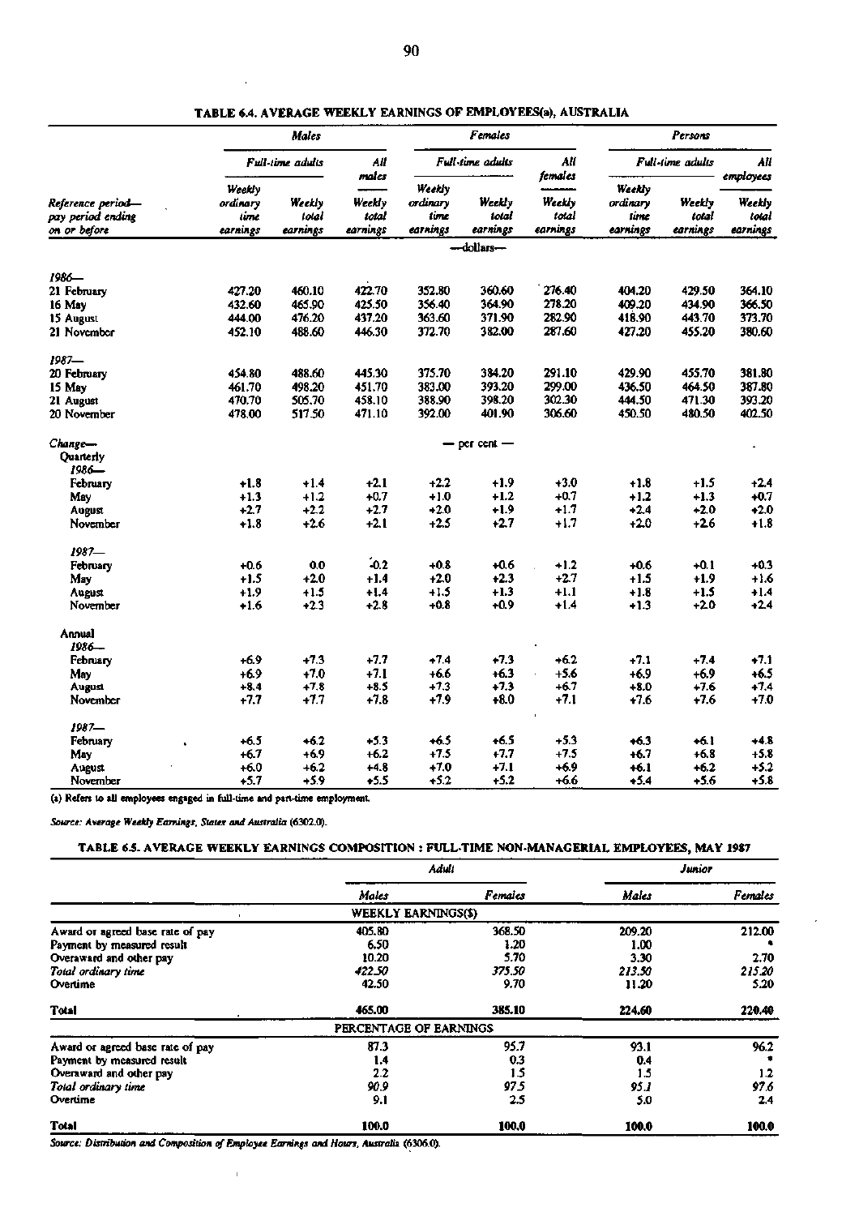**TABLE 6.4. AVERAGE WEEKLY EARNINGS OF EMPLOYEES(a), AUSTRALIA**

| | Males | | | Females | | | Persons | | |
|---|---|---|---|---|---|---|---|---|---|
| | Full-time adults | | All males | Full-time adults | | All females | Full-time adults | | All employees |
| Reference period— pay period ending on or before | Weekly ordinary time earnings | Weekly total earnings | Weekly total earnings | Weekly ordinary time earnings | Weekly total earnings | Weekly total earnings | Weekly ordinary time earnings | Weekly total earnings | Weekly total earnings |
| | | | | | —dollars— | | | | |
| *1986—* | | | | | | | | | |
| 21 February | 427.20 | 460.10 | 422.70 | 352.80 | 360.60 | 276.40 | 404.20 | 429.50 | 364.10 |
| 16 May | 432.60 | 465.90 | 425.50 | 356.40 | 364.90 | 278.20 | 409.20 | 434.90 | 366.50 |
| 15 August | 444.00 | 476.20 | 437.20 | 363.60 | 371.90 | 282.90 | 418.90 | 443.70 | 373.70 |
| 21 November | 452.10 | 488.60 | 446.30 | 372.70 | 382.00 | 287.60 | 427.20 | 455.20 | 380.60 |
| *1987—* | | | | | | | | | |
| 20 February | 454.80 | 488.60 | 445.30 | 375.70 | 384.20 | 291.10 | 429.90 | 455.70 | 381.80 |
| 15 May | 461.70 | 498.20 | 451.70 | 383.00 | 393.20 | 299.00 | 436.50 | 464.50 | 387.80 |
| 21 August | 470.70 | 505.70 | 458.10 | 388.90 | 398.20 | 302.30 | 444.50 | 471.30 | 393.20 |
| 20 November | 478.00 | 517.50 | 471.10 | 392.00 | 401.90 | 306.60 | 450.50 | 480.50 | 402.50 |
| *Change—* | | | | | — per cent — | | | | |
| Quarterly | | | | | | | | | |
| *1986—* | | | | | | | | | |
| February | +1.8 | +1.4 | +2.1 | +2.2 | +1.9 | +3.0 | +1.8 | +1.5 | +2.4 |
| May | +1.3 | +1.2 | +0.7 | +1.0 | +1.2 | +0.7 | +1.2 | +1.3 | +0.7 |
| August | +2.7 | +2.2 | +2.7 | +2.0 | +1.9 | +1.7 | +2.4 | +2.0 | +2.0 |
| November | +1.8 | +2.6 | +2.1 | +2.5 | +2.7 | +1.7 | +2.0 | +2.6 | +1.8 |
| *1987—* | | | | | | | | | |
| February | +0.6 | 0.0 | -0.2 | +0.8 | +0.6 | +1.2 | +0.6 | +0.1 | +0.3 |
| May | +1.5 | +2.0 | +1.4 | +2.0 | +2.3 | +2.7 | +1.5 | +1.9 | +1.6 |
| August | +1.9 | +1.5 | +1.4 | +1.5 | +1.3 | +1.1 | +1.8 | +1.5 | +1.4 |
| November | +1.6 | +2.3 | +2.8 | +0.8 | +0.9 | +1.4 | +1.3 | +2.0 | +2.4 |
| Annual | | | | | | | | | |
| *1986—* | | | | | | | | | |
| February | +6.9 | +7.3 | +7.7 | +7.4 | +7.3 | +6.2 | +7.1 | +7.4 | +7.1 |
| May | +6.9 | +7.0 | +7.1 | +6.6 | +6.3 | +5.6 | +6.9 | +6.9 | +6.5 |
| August | +8.4 | +7.8 | +8.5 | +7.3 | +7.3 | +6.7 | +8.0 | +7.6 | +7.4 |
| November | +7.7 | +7.7 | +7.8 | +7.9 | +8.0 | +7.1 | +7.6 | +7.6 | +7.0 |
| *1987—* | | | | | | | | | |
| February | +6.5 | +6.2 | +5.3 | +6.5 | +6.5 | +5.3 | +6.3 | +6.1 | +4.8 |
| May | +6.7 | +6.9 | +6.2 | +7.5 | +7.7 | +7.5 | +6.7 | +6.8 | +5.8 |
| August | +6.0 | +6.2 | +4.8 | +7.0 | +7.1 | +6.9 | +6.1 | +6.2 | +5.2 |
| November | +5.7 | +5.9 | +5.5 | +5.2 | +5.2 | +6.6 | +5.4 | +5.6 | +5.8 |

(a) Refers to all employees engaged in full-time and part-time employment.

*Source: Average Weekly Earnings, States and Australia* (6302.0).

**TABLE 6.5. AVERAGE WEEKLY EARNINGS COMPOSITION : FULL-TIME NON-MANAGERIAL EMPLOYEES, MAY 1987**

| | Adult | | Junior | |
|---|---|---|---|---|
| | Males | Females | Males | Females |
| | WEEKLY EARNINGS($) | | | |
| Award or agreed base rate of pay | 405.80 | 368.50 | 209.20 | 212.00 |
| Payment by measured result | 6.50 | 1.20 | 1.00 | * |
| Overaward and other pay | 10.20 | 5.70 | 3.30 | 2.70 |
| *Total ordinary time* | *422.50* | *375.50* | *213.50* | *215.20* |
| Overtime | 42.50 | 9.70 | 11.20 | 5.20 |
| **Total** | **465.00** | **385.10** | **224.60** | **220.40** |
| | PERCENTAGE OF EARNINGS | | | |
| Award or agreed base rate of pay | 87.3 | 95.7 | 93.1 | 96.2 |
| Payment by measured result | 1.4 | 0.3 | 0.4 | * |
| Overaward and other pay | 2.2 | 1.5 | 1.5 | 1.2 |
| *Total ordinary time* | *90.9* | *97.5* | *95.1* | *97.6* |
| Overtime | 9.1 | 2.5 | 5.0 | 2.4 |
| **Total** | **100.0** | **100.0** | **100.0** | **100.0** |

*Source: Distribution and Composition of Employee Earnings and Hours, Australia* (6306.0).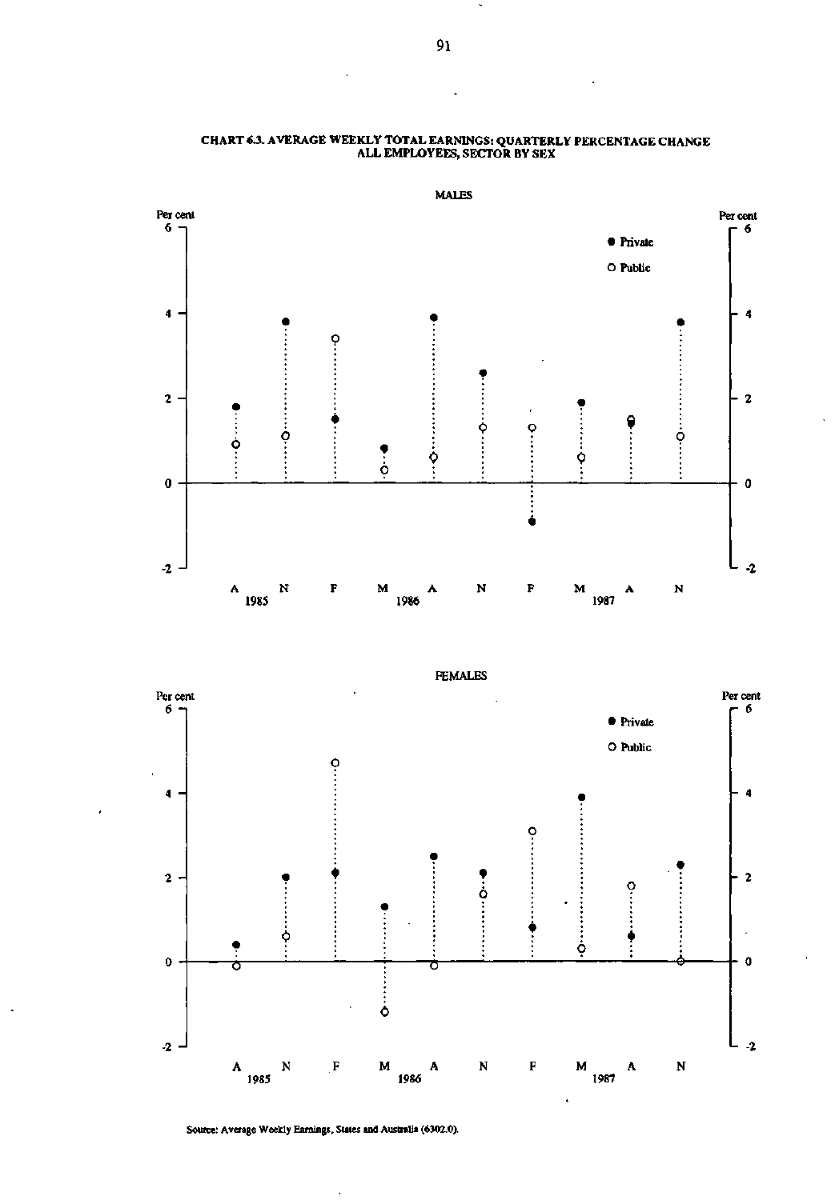CHART 6.3. AVERAGE WEEKLY TOTAL EARNINGS: QUARTERLY PERCENTAGE CHANGE
ALL EMPLOYEES, SECTOR BY SEX

MALES

Per cent

● Private

○ Public

A N F M A N F M A N
1985 1986 1987

FEMALES

Per cent

● Private

○ Public

A N F M A N F M A N
1985 1986 1987

Source: Average Weekly Earnings, States and Australia (6302.0).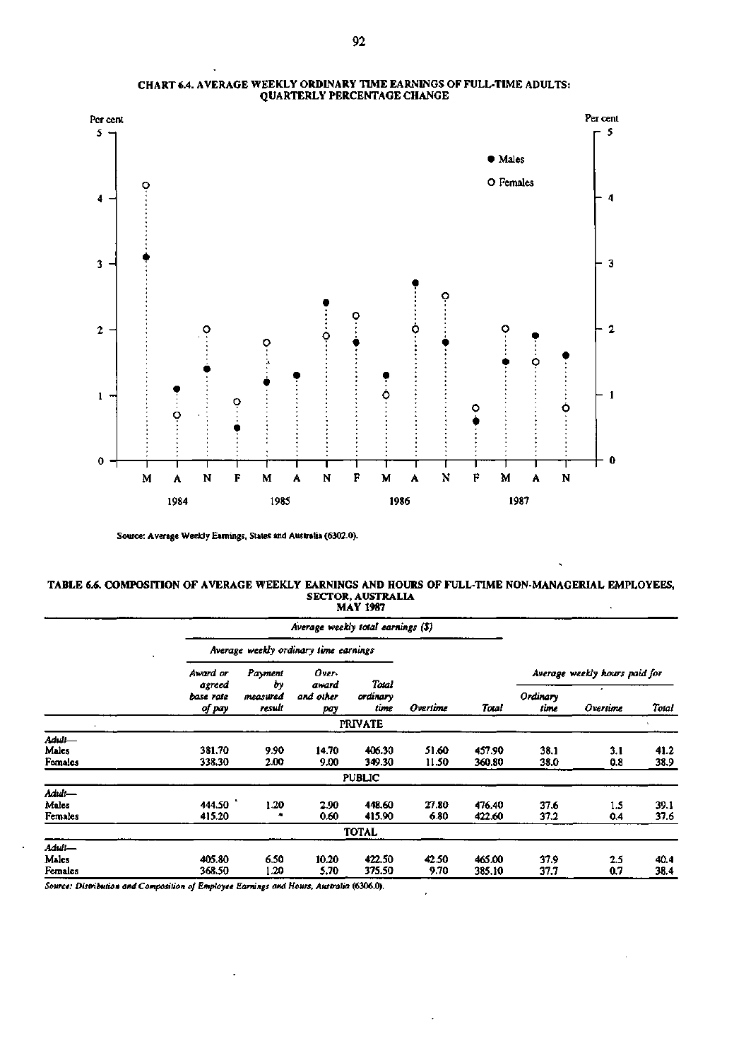**CHART 6.4. AVERAGE WEEKLY ORDINARY TIME EARNINGS OF FULL-TIME ADULTS: QUARTERLY PERCENTAGE CHANGE**

Source: Average Weekly Earnings, States and Australia (6302.0).

**TABLE 6.6. COMPOSITION OF AVERAGE WEEKLY EARNINGS AND HOURS OF FULL-TIME NON-MANAGERIAL EMPLOYEES, SECTOR, AUSTRALIA MAY 1987**

| | *Average weekly total earnings ($)* | | | | | | *Average weekly hours paid for* | | |
|---|---|---|---|---|---|---|---|---|---|
| | *Average weekly ordinary time earnings* | | | | | | | | |
| | *Award or agreed base rate of pay* | *Payment by measured result* | *Over-award and other pay* | *Total ordinary time* | *Overtime* | *Total* | *Ordinary time* | *Overtime* | *Total* |
| | | | | PRIVATE | | | | | |
| *Adult—* | | | | | | | | | |
| Males | 381.70 | 9.90 | 14.70 | 406.30 | 51.60 | 457.90 | 38.1 | 3.1 | 41.2 |
| Females | 338.30 | 2.00 | 9.00 | 349.30 | 11.50 | 360.80 | 38.0 | 0.8 | 38.9 |
| | | | | PUBLIC | | | | | |
| *Adult—* | | | | | | | | | |
| Males | 444.50 | 1.20 | 2.90 | 448.60 | 27.80 | 476.40 | 37.6 | 1.5 | 39.1 |
| Females | 415.20 | * | 0.60 | 415.90 | 6.80 | 422.60 | 37.2 | 0.4 | 37.6 |
| | | | | TOTAL | | | | | |
| *Adult—* | | | | | | | | | |
| Males | 405.80 | 6.50 | 10.20 | 422.50 | 42.50 | 465.00 | 37.9 | 2.5 | 40.4 |
| Females | 368.50 | 1.20 | 5.70 | 375.50 | 9.70 | 385.10 | 37.7 | 0.7 | 38.4 |

*Source: Distribution and Composition of Employee Earnings and Hours, Australia (6306.0).*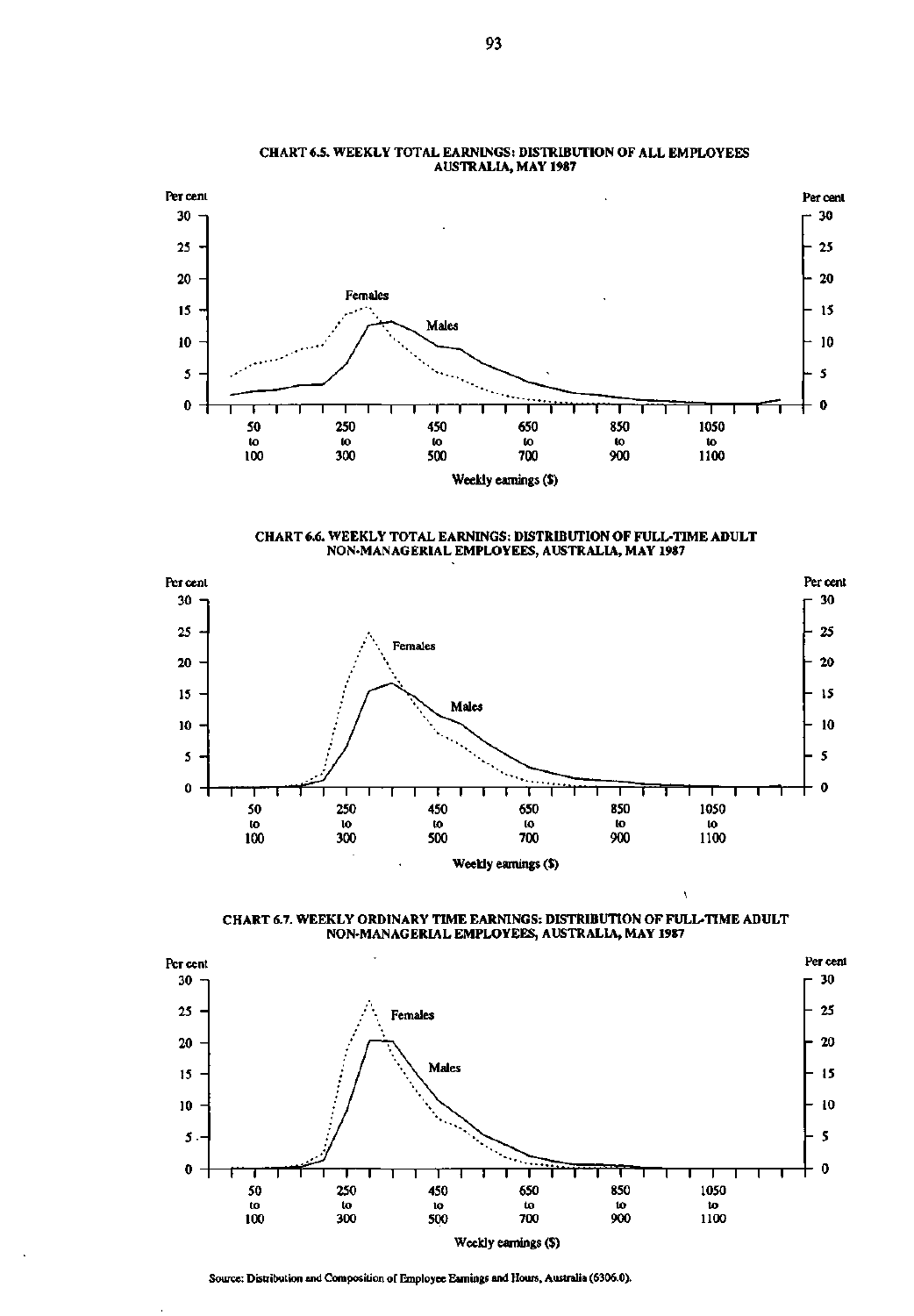**CHART 6.5. WEEKLY TOTAL EARNINGS: DISTRIBUTION OF ALL EMPLOYEES AUSTRALIA, MAY 1987**

Per cent 30, 25, 20, 15, 10, 5, 0

Females

Males

50 to 100 | 250 to 300 | 450 to 500 | 650 to 700 | 850 to 900 | 1050 to 1100

Weekly earnings ($)

**CHART 6.6. WEEKLY TOTAL EARNINGS: DISTRIBUTION OF FULL-TIME ADULT NON-MANAGERIAL EMPLOYEES, AUSTRALIA, MAY 1987**

Per cent 30, 25, 20, 15, 10, 5, 0

Females

Males

50 to 100 | 250 to 300 | 450 to 500 | 650 to 700 | 850 to 900 | 1050 to 1100

Weekly earnings ($)

**CHART 6.7. WEEKLY ORDINARY TIME EARNINGS: DISTRIBUTION OF FULL-TIME ADULT NON-MANAGERIAL EMPLOYEES, AUSTRALIA, MAY 1987**

Per cent 30, 25, 20, 15, 10, 5, 0

Females

Males

50 to 100 | 250 to 300 | 450 to 500 | 650 to 700 | 850 to 900 | 1050 to 1100

Weekly earnings ($)

Source: Distribution and Composition of Employee Earnings and Hours, Australia (6306.0).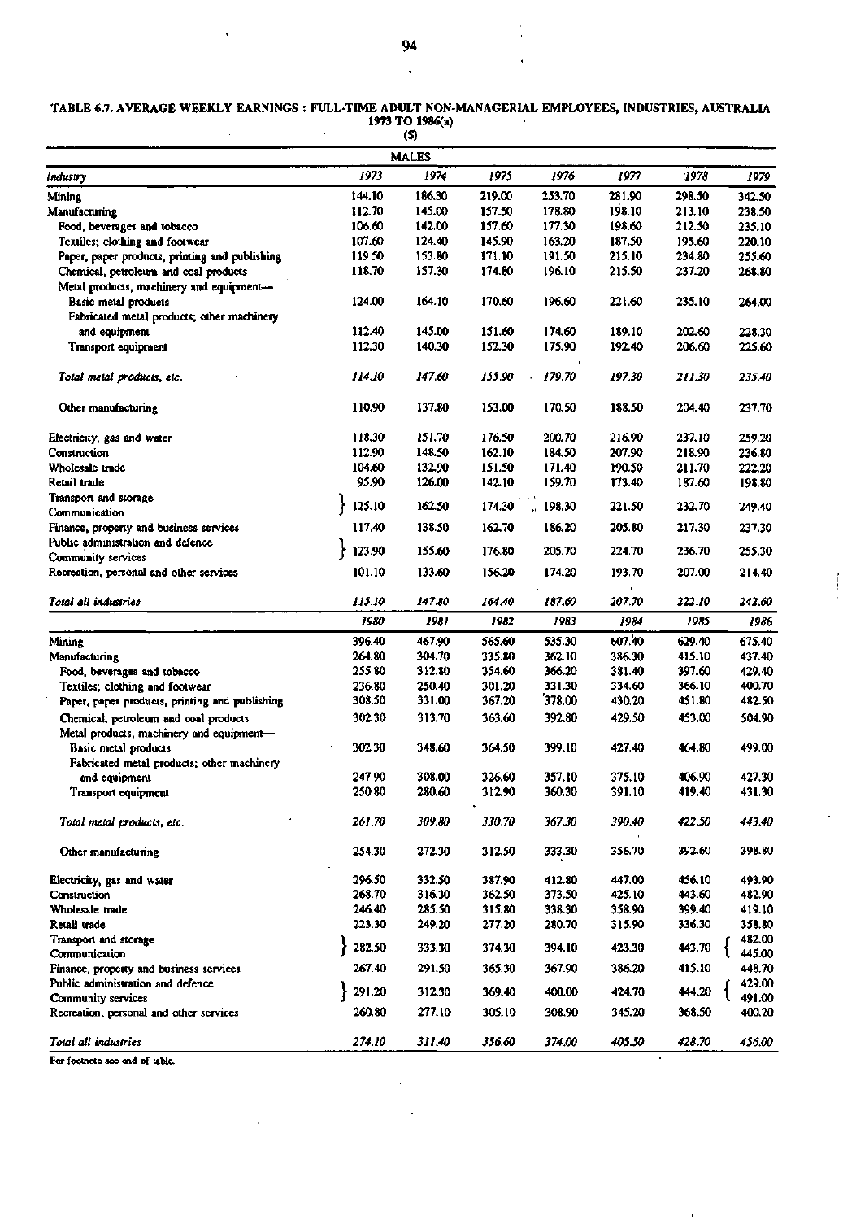TABLE 6.7. AVERAGE WEEKLY EARNINGS : FULL-TIME ADULT NON-MANAGERIAL EMPLOYEES, INDUSTRIES, AUSTRALIA 1973 TO 1986(a)

($)

MALES

| Industry | 1973 | 1974 | 1975 | 1976 | 1977 | 1978 | 1979 |
|---|---|---|---|---|---|---|---|
| Mining | 144.10 | 186.30 | 219.00 | 253.70 | 281.90 | 298.50 | 342.50 |
| Manufacturing | 112.70 | 145.00 | 157.50 | 178.80 | 198.10 | 213.10 | 238.50 |
| Food, beverages and tobacco | 106.60 | 142.00 | 157.60 | 177.30 | 198.60 | 212.50 | 235.10 |
| Textiles; clothing and footwear | 107.60 | 124.40 | 145.90 | 163.20 | 187.50 | 195.60 | 220.10 |
| Paper, paper products, printing and publishing | 119.50 | 153.80 | 171.10 | 191.50 | 215.10 | 234.80 | 255.60 |
| Chemical, petroleum and coal products | 118.70 | 157.30 | 174.80 | 196.10 | 215.50 | 237.20 | 268.80 |
| Metal products, machinery and equipment— | | | | | | | |
| Basic metal products | 124.00 | 164.10 | 170.60 | 196.60 | 221.60 | 235.10 | 264.00 |
| Fabricated metal products; other machinery and equipment | 112.40 | 145.00 | 151.60 | 174.60 | 189.10 | 202.60 | 228.30 |
| Transport equipment | 112.30 | 140.30 | 152.30 | 175.90 | 192.40 | 206.60 | 225.60 |
| *Total metal products, etc.* | *114.30* | *147.60* | *155.90* | *179.70* | *197.30* | *211.30* | *235.40* |
| Other manufacturing | 110.90 | 137.80 | 153.00 | 170.50 | 188.50 | 204.40 | 237.70 |
| Electricity, gas and water | 118.30 | 151.70 | 176.50 | 200.70 | 216.90 | 237.10 | 259.20 |
| Construction | 112.90 | 148.50 | 162.10 | 184.50 | 207.90 | 218.90 | 236.80 |
| Wholesale trade | 104.60 | 132.90 | 151.50 | 171.40 | 190.50 | 211.70 | 222.20 |
| Retail trade | 95.90 | 126.00 | 142.10 | 159.70 | 173.40 | 187.60 | 198.80 |
| Transport and storage / Communication | 125.10 | 162.50 | 174.30 | 198.30 | 221.50 | 232.70 | 249.40 |
| Finance, property and business services | 117.40 | 138.50 | 162.70 | 186.20 | 205.80 | 217.30 | 237.30 |
| Public administration and defence / Community services | 123.90 | 155.60 | 176.80 | 205.70 | 224.70 | 236.70 | 255.30 |
| Recreation, personal and other services | 101.10 | 133.60 | 156.20 | 174.20 | 193.70 | 207.00 | 214.40 |
| *Total all industries* | *115.10* | *147.80* | *164.40* | *187.60* | *207.70* | *222.10* | *242.60* |

| Industry | 1980 | 1981 | 1982 | 1983 | 1984 | 1985 | 1986 |
|---|---|---|---|---|---|---|---|
| Mining | 396.40 | 467.90 | 565.60 | 535.30 | 607.40 | 629.40 | 675.40 |
| Manufacturing | 264.80 | 304.70 | 335.80 | 362.10 | 386.30 | 415.10 | 437.40 |
| Food, beverages and tobacco | 255.80 | 312.80 | 354.60 | 366.20 | 381.40 | 397.60 | 429.40 |
| Textiles; clothing and footwear | 236.80 | 250.40 | 301.20 | 331.30 | 334.60 | 366.10 | 400.70 |
| Paper, paper products, printing and publishing | 308.50 | 331.00 | 367.20 | 378.00 | 430.20 | 451.80 | 482.50 |
| Chemical, petroleum and coal products | 302.30 | 313.70 | 363.60 | 392.80 | 429.50 | 453.00 | 504.90 |
| Metal products, machinery and equipment— | | | | | | | |
| Basic metal products | 302.30 | 348.60 | 364.50 | 399.10 | 427.40 | 464.80 | 499.00 |
| Fabricated metal products; other machinery and equipment | 247.90 | 308.00 | 326.60 | 357.10 | 375.10 | 406.90 | 427.30 |
| Transport equipment | 250.80 | 280.60 | 312.90 | 360.30 | 391.10 | 419.40 | 431.30 |
| *Total metal products, etc.* | *261.70* | *309.80* | *330.70* | *367.30* | *390.40* | *422.50* | *443.40* |
| Other manufacturing | 254.30 | 272.30 | 312.50 | 333.30 | 356.70 | 392.60 | 398.80 |
| Electricity, gas and water | 296.50 | 332.50 | 387.90 | 412.80 | 447.00 | 456.10 | 493.90 |
| Construction | 268.70 | 316.30 | 362.50 | 373.50 | 425.10 | 443.60 | 482.90 |
| Wholesale trade | 246.40 | 285.50 | 315.80 | 338.30 | 358.90 | 399.40 | 419.10 |
| Retail trade | 223.30 | 249.20 | 277.20 | 280.70 | 315.90 | 336.30 | 358.80 |
| Transport and storage | 282.50 | 333.30 | 374.30 | 394.10 | 423.30 | 443.70 | 482.00 |
| Communication | | | | | | | 445.00 |
| Finance, property and business services | 267.40 | 291.50 | 365.30 | 367.90 | 386.20 | 415.10 | 448.70 |
| Public administration and defence | 291.20 | 312.30 | 369.40 | 400.00 | 424.70 | 444.20 | 429.00 |
| Community services | | | | | | | 491.00 |
| Recreation, personal and other services | 260.80 | 277.10 | 305.10 | 308.90 | 345.20 | 368.50 | 400.20 |
| *Total all industries* | *274.10* | *311.40* | *356.60* | *374.00* | *405.50* | *428.70* | *456.00* |

For footnote see end of table.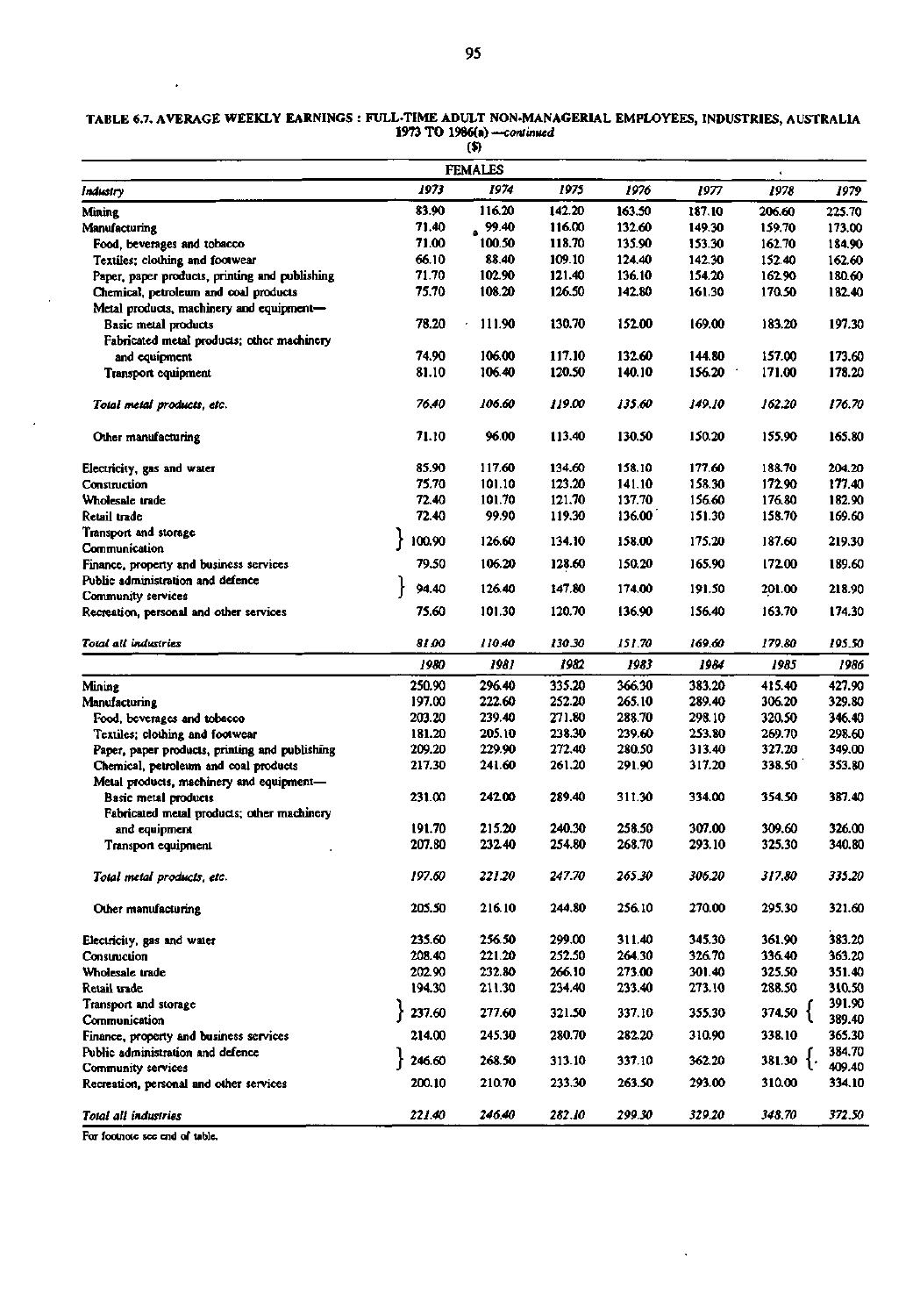**TABLE 6.7. AVERAGE WEEKLY EARNINGS : FULL-TIME ADULT NON-MANAGERIAL EMPLOYEES, INDUSTRIES, AUSTRALIA 1973 TO 1986(a) —continued**

**($)**

| FEMALES | | | | | | | |
|---|---|---|---|---|---|---|---|
| *Industry* | *1973* | *1974* | *1975* | *1976* | *1977* | *1978* | *1979* |
| Mining | 83.90 | 116.20 | 142.20 | 163.50 | 187.10 | 206.60 | 225.70 |
| Manufacturing | 71.40 | 99.40 | 116.00 | 132.60 | 149.30 | 159.70 | 173.00 |
| Food, beverages and tobacco | 71.00 | 100.50 | 118.70 | 135.90 | 153.30 | 162.70 | 184.90 |
| Textiles; clothing and footwear | 66.10 | 88.40 | 109.10 | 124.40 | 142.30 | 152.40 | 162.60 |
| Paper, paper products, printing and publishing | 71.70 | 102.90 | 121.40 | 136.10 | 154.20 | 162.90 | 180.60 |
| Chemical, petroleum and coal products | 75.70 | 108.20 | 126.50 | 142.80 | 161.30 | 170.50 | 182.40 |
| Metal products, machinery and equipment— | | | | | | | |
| Basic metal products | 78.20 | 111.90 | 130.70 | 152.00 | 169.00 | 183.20 | 197.30 |
| Fabricated metal products; other machinery and equipment | 74.90 | 106.00 | 117.10 | 132.60 | 144.80 | 157.00 | 173.60 |
| Transport equipment | 81.10 | 106.40 | 120.50 | 140.10 | 156.20 | 171.00 | 178.20 |
| *Total metal products, etc.* | *76.40* | *106.60* | *119.00* | *135.60* | *149.10* | *162.20* | *176.70* |
| Other manufacturing | 71.10 | 96.00 | 113.40 | 130.50 | 150.20 | 155.90 | 165.80 |
| Electricity, gas and water | 85.90 | 117.60 | 134.60 | 158.10 | 177.60 | 188.70 | 204.20 |
| Construction | 75.70 | 101.10 | 123.20 | 141.10 | 158.30 | 172.90 | 177.40 |
| Wholesale trade | 72.40 | 101.70 | 121.70 | 137.70 | 156.60 | 176.80 | 182.90 |
| Retail trade | 72.40 | 99.90 | 119.30 | 136.00 | 151.30 | 158.70 | 169.60 |
| Transport and storage; Communication | 100.90 | 126.60 | 134.10 | 158.00 | 175.20 | 187.60 | 219.30 |
| Finance, property and business services | 79.50 | 106.20 | 128.60 | 150.20 | 165.90 | 172.00 | 189.60 |
| Public administration and defence; Community services | 94.40 | 126.40 | 147.80 | 174.00 | 191.50 | 201.00 | 218.90 |
| Recreation, personal and other services | 75.60 | 101.30 | 120.70 | 136.90 | 156.40 | 163.70 | 174.30 |
| *Total all industries* | *81.00* | *110.40* | *130.30* | *151.70* | *169.60* | *179.80* | *195.50* |
| | *1980* | *1981* | *1982* | *1983* | *1984* | *1985* | *1986* |
| Mining | 250.90 | 296.40 | 335.20 | 366.30 | 383.20 | 415.40 | 427.90 |
| Manufacturing | 197.00 | 222.60 | 252.20 | 265.10 | 289.40 | 306.20 | 329.80 |
| Food, beverages and tobacco | 203.20 | 239.40 | 271.80 | 288.70 | 298.10 | 320.50 | 346.40 |
| Textiles; clothing and footwear | 181.20 | 205.10 | 238.30 | 239.60 | 253.80 | 269.70 | 298.60 |
| Paper, paper products, printing and publishing | 209.20 | 229.90 | 272.40 | 280.50 | 313.40 | 327.20 | 349.00 |
| Chemical, petroleum and coal products | 217.30 | 241.60 | 261.20 | 291.90 | 317.20 | 338.50 | 353.80 |
| Metal products, machinery and equipment— | | | | | | | |
| Basic metal products | 231.00 | 242.00 | 289.40 | 311.30 | 334.00 | 354.50 | 387.40 |
| Fabricated metal products; other machinery and equipment | 191.70 | 215.20 | 240.30 | 258.50 | 307.00 | 309.60 | 326.00 |
| Transport equipment | 207.80 | 232.40 | 254.80 | 268.70 | 293.10 | 325.30 | 340.80 |
| *Total metal products, etc.* | *197.60* | *221.20* | *247.70* | *265.30* | *306.20* | *317.80* | *335.20* |
| Other manufacturing | 205.50 | 216.10 | 244.80 | 256.10 | 270.00 | 295.30 | 321.60 |
| Electricity, gas and water | 235.60 | 256.50 | 299.00 | 311.40 | 345.30 | 361.90 | 383.20 |
| Construction | 208.40 | 221.20 | 252.50 | 264.30 | 326.70 | 336.40 | 363.20 |
| Wholesale trade | 202.90 | 232.80 | 266.10 | 273.00 | 301.40 | 325.50 | 351.40 |
| Retail trade | 194.30 | 211.30 | 234.40 | 233.40 | 273.10 | 288.50 | 310.50 |
| Transport and storage | 237.60 | 277.60 | 321.50 | 337.10 | 355.30 | 374.50 | 391.90 |
| Communication | | | | | | | 389.40 |
| Finance, property and business services | 214.00 | 245.30 | 280.70 | 282.20 | 310.90 | 338.10 | 365.30 |
| Public administration and defence | 246.60 | 268.50 | 313.10 | 337.10 | 362.20 | 381.30 | 384.70 |
| Community services | | | | | | | 409.40 |
| Recreation, personal and other services | 200.10 | 210.70 | 233.30 | 263.50 | 293.00 | 310.00 | 334.10 |
| *Total all industries* | *221.40* | *246.40* | *282.10* | *299.30* | *329.20* | *348.70* | *372.50* |

For footnote see end of table.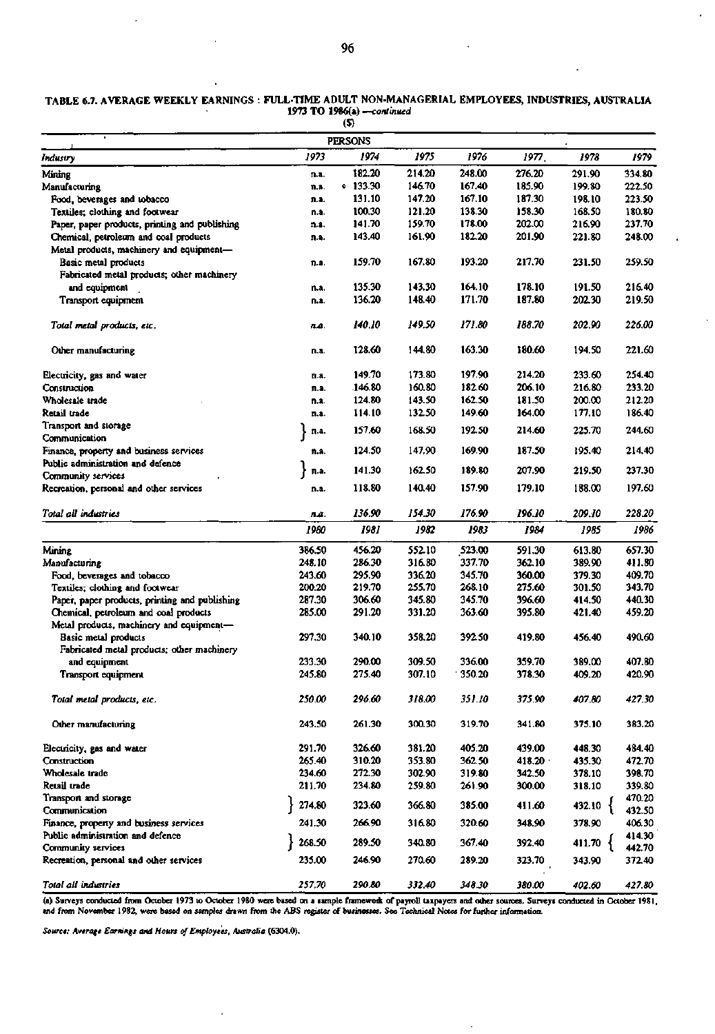TABLE 6.7. AVERAGE WEEKLY EARNINGS : FULL-TIME ADULT NON-MANAGERIAL EMPLOYEES, INDUSTRIES, AUSTRALIA 1973 TO 1986(a) —*continued*

($)

| PERSONS | | | | | | | |
|---|---|---|---|---|---|---|---|
| *Industry* | *1973* | *1974* | *1975* | *1976* | *1977* | *1978* | *1979* |
| Mining | n.a. | 182.20 | 214.20 | 248.00 | 276.20 | 291.90 | 334.80 |
| Manufacturing | n.a. | 133.30 | 146.70 | 167.40 | 185.90 | 199.80 | 222.50 |
| Food, beverages and tobacco | n.a. | 131.10 | 147.20 | 167.10 | 187.30 | 198.10 | 223.50 |
| Textiles; clothing and footwear | n.a. | 100.30 | 121.20 | 138.30 | 158.30 | 168.50 | 180.80 |
| Paper, paper products, printing and publishing | n.a. | 141.70 | 159.70 | 178.00 | 202.00 | 216.90 | 237.70 |
| Chemical, petroleum and coal products | n.a. | 143.40 | 161.90 | 182.20 | 201.90 | 221.80 | 248.00 |
| Metal products, machinery and equipment— | | | | | | | |
| Basic metal products | n.a. | 159.70 | 167.80 | 193.20 | 217.70 | 231.50 | 259.50 |
| Fabricated metal products; other machinery and equipment | n.a. | 135.30 | 143.30 | 164.10 | 178.10 | 191.50 | 216.40 |
| Transport equipment | n.a. | 136.20 | 148.40 | 171.70 | 187.80 | 202.30 | 219.50 |
| *Total metal products, etc.* | *n.a.* | *140.10* | *149.50* | *171.80* | *188.70* | *202.90* | *226.00* |
| Other manufacturing | n.a. | 128.60 | 144.80 | 163.30 | 180.60 | 194.50 | 221.60 |
| Electricity, gas and water | n.a. | 149.70 | 173.80 | 197.90 | 214.20 | 233.60 | 254.40 |
| Construction | n.a. | 146.80 | 160.80 | 182.60 | 206.10 | 216.80 | 233.20 |
| Wholesale trade | n.a. | 124.80 | 143.50 | 162.50 | 181.50 | 200.00 | 212.20 |
| Retail trade | n.a. | 114.10 | 132.50 | 149.60 | 164.00 | 177.10 | 186.40 |
| Transport and storage; Communication | n.a. | 157.60 | 168.50 | 192.50 | 214.60 | 225.70 | 244.60 |
| Finance, property and business services | n.a. | 124.50 | 147.90 | 169.90 | 187.50 | 195.40 | 214.40 |
| Public administration and defence; Community services | n.a. | 141.30 | 162.50 | 189.80 | 207.90 | 219.50 | 237.30 |
| Recreation, personal and other services | n.a. | 118.80 | 140.40 | 157.90 | 179.10 | 188.00 | 197.60 |
| *Total all industries* | *n.a.* | *136.90* | *154.30* | *176.90* | *196.10* | *209.10* | *228.20* |
| | *1980* | *1981* | *1982* | *1983* | *1984* | *1985* | *1986* |
| Mining | 386.50 | 456.20 | 552.10 | 523.00 | 591.30 | 613.80 | 657.30 |
| Manufacturing | 248.10 | 286.30 | 316.80 | 337.70 | 362.10 | 389.90 | 411.80 |
| Food, beverages and tobacco | 243.60 | 295.90 | 336.20 | 345.70 | 360.00 | 379.30 | 409.70 |
| Textiles; clothing and footwear | 200.20 | 219.70 | 255.70 | 268.10 | 275.60 | 301.50 | 343.70 |
| Paper, paper products, printing and publishing | 287.30 | 306.60 | 345.80 | 345.70 | 396.60 | 414.50 | 440.30 |
| Chemical, petroleum and coal products | 285.00 | 291.20 | 331.20 | 363.60 | 395.80 | 421.40 | 459.20 |
| Metal products, machinery and equipment— | | | | | | | |
| Basic metal products | 297.30 | 340.10 | 358.20 | 392.50 | 419.80 | 456.40 | 490.60 |
| Fabricated metal products; other machinery and equipment | 233.30 | 290.00 | 309.50 | 336.00 | 359.70 | 389.00 | 407.80 |
| Transport equipment | 245.80 | 275.40 | 307.10 | 350.20 | 378.30 | 409.20 | 420.90 |
| *Total metal products, etc.* | *250.00* | *296.60* | *318.00* | *351.10* | *375.90* | *407.80* | *427.30* |
| Other manufacturing | 243.50 | 261.30 | 300.30 | 319.70 | 341.80 | 375.10 | 383.20 |
| Electricity, gas and water | 291.70 | 326.60 | 381.20 | 405.20 | 439.00 | 448.30 | 484.40 |
| Construction | 265.40 | 310.20 | 353.80 | 362.50 | 418.20 | 435.30 | 472.70 |
| Wholesale trade | 234.60 | 272.30 | 302.90 | 319.80 | 342.50 | 378.10 | 398.70 |
| Retail trade | 211.70 | 234.80 | 259.80 | 261.90 | 300.00 | 318.10 | 339.80 |
| Transport and storage | 274.80 | 323.60 | 366.80 | 385.00 | 411.60 | 432.10 | 470.20 |
| Communication | | | | | | | 432.50 |
| Finance, property and business services | 241.30 | 266.90 | 316.80 | 320.60 | 348.90 | 378.90 | 406.30 |
| Public administration and defence | 268.50 | 289.50 | 340.80 | 367.40 | 392.40 | 411.70 | 414.30 |
| Community services | | | | | | | 442.70 |
| Recreation, personal and other services | 235.00 | 246.90 | 270.60 | 289.20 | 323.70 | 343.90 | 372.40 |
| *Total all industries* | *257.70* | *290.80* | *332.40* | *348.30* | *380.00* | *402.60* | *427.80* |

(a) Surveys conducted from October 1973 to October 1980 were based on a sample framework of payroll taxpayers and other sources. Surveys conducted in October 1981, and from November 1982, were based on samples drawn from the ABS register of businesses. See Technical Notes for further information.

*Source: Average Earnings and Hours of Employees, Australia* (6304.0).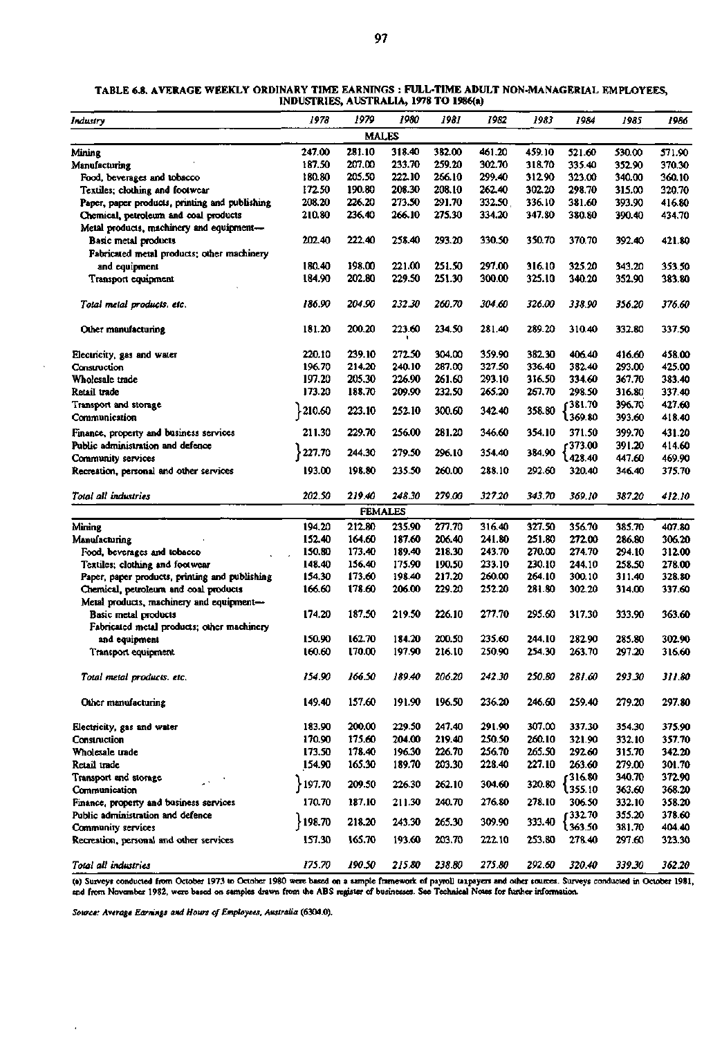**TABLE 6.8. AVERAGE WEEKLY ORDINARY TIME EARNINGS : FULL-TIME ADULT NON-MANAGERIAL EMPLOYEES, INDUSTRIES, AUSTRALIA, 1978 TO 1986(a)**

| *Industry* | *1978* | *1979* | *1980* | *1981* | *1982* | *1983* | *1984* | *1985* | *1986* |
|---|---|---|---|---|---|---|---|---|---|
| | | | | MALES | | | | | |
| Mining | 247.00 | 281.10 | 318.40 | 382.00 | 461.20 | 459.10 | 521.60 | 530.00 | 571.90 |
| Manufacturing | 187.50 | 207.00 | 233.70 | 259.20 | 302.70 | 318.70 | 335.40 | 352.90 | 370.30 |
| Food, beverages and tobacco | 180.80 | 205.50 | 222.10 | 266.10 | 299.40 | 312.90 | 323.00 | 340.00 | 360.10 |
| Textiles; clothing and footwear | 172.50 | 190.80 | 208.30 | 208.10 | 262.40 | 302.20 | 298.70 | 315.00 | 320.70 |
| Paper, paper products, printing and publishing | 208.20 | 226.20 | 273.50 | 291.70 | 332.50 | 336.10 | 381.60 | 393.90 | 416.80 |
| Chemical, petroleum and coal products | 210.80 | 236.40 | 266.10 | 275.30 | 334.20 | 347.80 | 380.80 | 390.40 | 434.70 |
| Metal products, machinery and equipment— | | | | | | | | | |
| Basic metal products | 202.40 | 222.40 | 258.40 | 293.20 | 330.50 | 350.70 | 370.70 | 392.40 | 421.80 |
| Fabricated metal products; other machinery and equipment | 180.40 | 198.00 | 221.00 | 251.50 | 297.00 | 316.10 | 325.20 | 343.20 | 353.50 |
| Transport equipment | 184.90 | 202.80 | 229.50 | 251.30 | 300.00 | 325.10 | 340.20 | 352.90 | 383.80 |
| *Total metal products, etc.* | *186.90* | *204.90* | *232.30* | *260.70* | *304.60* | *326.00* | *338.90* | *356.20* | *376.60* |
| Other manufacturing | 181.20 | 200.20 | 223.60 | 234.50 | 281.40 | 289.20 | 310.40 | 332.80 | 337.50 |
| Electricity, gas and water | 220.10 | 239.10 | 272.50 | 304.00 | 359.90 | 382.30 | 406.40 | 416.60 | 458.00 |
| Construction | 196.70 | 214.20 | 240.10 | 287.00 | 327.50 | 336.40 | 382.40 | 293.00 | 425.00 |
| Wholesale trade | 197.20 | 205.30 | 226.90 | 261.60 | 293.10 | 316.50 | 334.60 | 367.70 | 383.40 |
| Retail trade | 173.20 | 188.70 | 209.90 | 232.50 | 265.20 | 267.70 | 298.50 | 316.80 | 337.40 |
| Transport and storage | 210.60 | 223.10 | 252.10 | 300.60 | 342.40 | 358.80 | 381.70 | 396.70 | 427.60 |
| Communication | | | | | | | 369.80 | 393.60 | 418.40 |
| Finance, property and business services | 211.30 | 229.70 | 256.00 | 281.20 | 346.60 | 354.10 | 371.50 | 399.70 | 431.20 |
| Public administration and defence | 227.70 | 244.30 | 279.50 | 296.10 | 354.40 | 384.90 | 373.00 | 391.20 | 414.60 |
| Community services | | | | | | | 428.40 | 447.60 | 469.90 |
| Recreation, personal and other services | 193.00 | 198.80 | 235.50 | 260.00 | 288.10 | 292.60 | 320.40 | 346.40 | 375.70 |
| *Total all industries* | *202.50* | *219.40* | *248.30* | *279.00* | *327.20* | *343.70* | *369.10* | *387.20* | *412.10* |
| | | | | FEMALES | | | | | |
| Mining | 194.20 | 212.80 | 235.90 | 277.70 | 316.40 | 327.50 | 356.70 | 385.70 | 407.80 |
| Manufacturing | 152.40 | 164.60 | 187.60 | 206.40 | 241.80 | 251.80 | 272.00 | 286.80 | 306.20 |
| Food, beverages and tobacco | 150.80 | 173.40 | 189.40 | 218.30 | 243.70 | 270.00 | 274.70 | 294.10 | 312.00 |
| Textiles; clothing and footwear | 148.40 | 156.40 | 175.90 | 190.50 | 233.10 | 230.10 | 244.10 | 258.50 | 278.00 |
| Paper, paper products, printing and publishing | 154.30 | 173.60 | 198.40 | 217.20 | 260.00 | 264.10 | 300.10 | 311.40 | 328.80 |
| Chemical, petroleum and coal products | 166.60 | 178.60 | 206.00 | 229.20 | 252.20 | 281.80 | 302.20 | 314.00 | 337.60 |
| Metal products, machinery and equipment— | | | | | | | | | |
| Basic metal products | 174.20 | 187.50 | 219.50 | 226.10 | 277.70 | 295.60 | 317.30 | 333.90 | 363.60 |
| Fabricated metal products; other machinery and equipment | 150.90 | 162.70 | 184.20 | 200.50 | 235.60 | 244.10 | 282.90 | 285.80 | 302.90 |
| Transport equipment | 160.60 | 170.00 | 197.90 | 216.10 | 250.90 | 254.30 | 263.70 | 297.20 | 316.60 |
| *Total metal products, etc.* | *154.90* | *166.50* | *189.40* | *206.20* | *242.30* | *250.80* | *281.60* | *293.30* | *311.80* |
| Other manufacturing | 149.40 | 157.60 | 191.90 | 196.50 | 236.20 | 246.60 | 259.40 | 279.20 | 297.80 |
| Electricity, gas and water | 183.90 | 200.00 | 229.50 | 247.40 | 291.90 | 307.00 | 337.30 | 354.30 | 375.90 |
| Construction | 170.90 | 175.60 | 204.00 | 219.40 | 250.50 | 260.10 | 321.90 | 332.10 | 357.70 |
| Wholesale trade | 173.50 | 178.40 | 196.30 | 226.70 | 256.70 | 265.50 | 292.60 | 315.70 | 342.20 |
| Retail trade | 154.90 | 165.30 | 189.70 | 203.30 | 228.40 | 227.10 | 263.60 | 279.00 | 301.70 |
| Transport and storage | 197.70 | 209.50 | 226.30 | 262.10 | 304.60 | 320.80 | 316.80 | 340.70 | 372.90 |
| Communication | | | | | | | 355.10 | 362.60 | 368.20 |
| Finance, property and business services | 170.70 | 187.10 | 211.30 | 240.70 | 276.80 | 278.10 | 306.50 | 332.10 | 358.20 |
| Public administration and defence | 198.70 | 218.20 | 243.30 | 265.30 | 309.90 | 333.40 | 332.70 | 355.20 | 378.60 |
| Community services | | | | | | | 363.50 | 381.70 | 404.40 |
| Recreation, personal and other services | 157.30 | 165.70 | 193.60 | 203.70 | 222.10 | 253.80 | 278.40 | 297.60 | 323.30 |
| *Total all industries* | *175.70* | *190.50* | *215.80* | *238.80* | *275.80* | *292.60* | *320.40* | *339.30* | *362.20* |

(a) Surveys conducted from October 1973 to October 1980 were based on a sample framework of payroll taxpayers and other sources. Surveys conducted in October 1981, and from November 1982, were based on samples drawn from the ABS register of businesses. See Technical Notes for further information.

*Source: Average Earnings and Hours of Employees, Australia* (6304.0).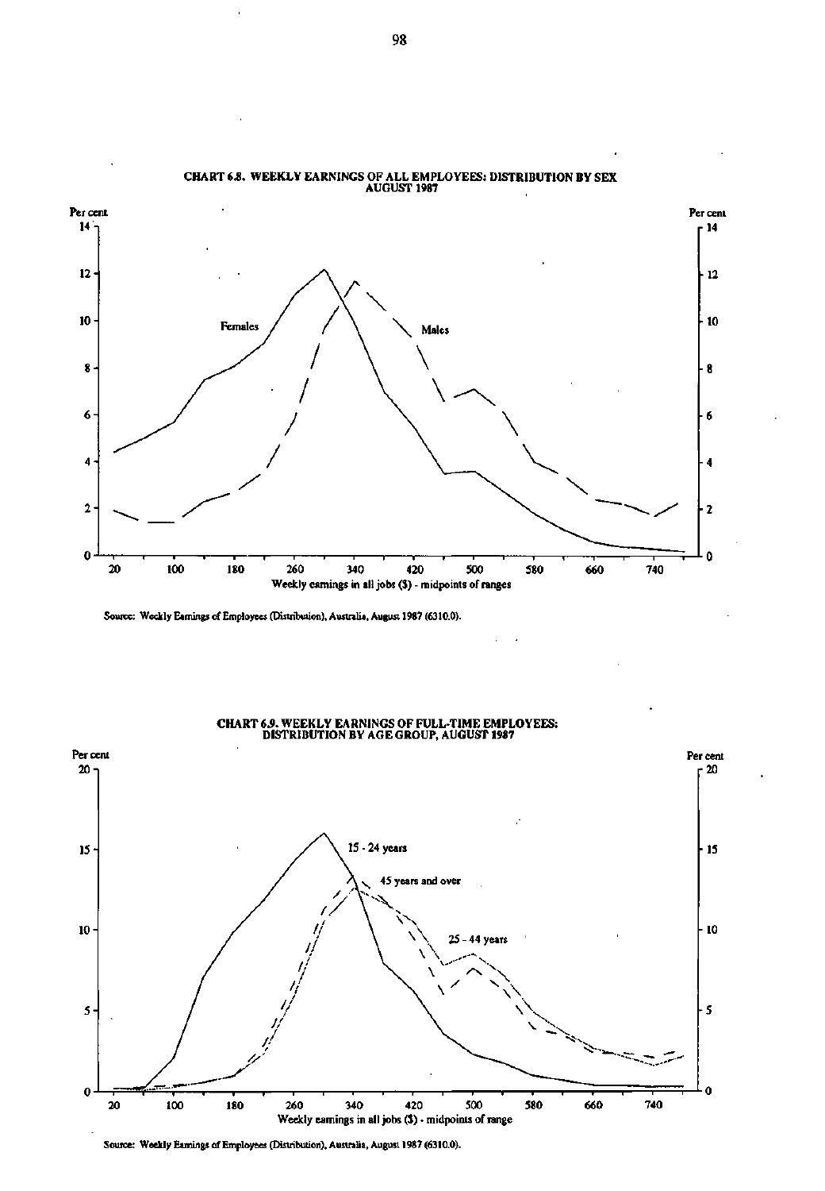**CHART 6.8. WEEKLY EARNINGS OF ALL EMPLOYEES: DISTRIBUTION BY SEX AUGUST 1987**

Source: Weekly Earnings of Employees (Distribution), Australia, August 1987 (6310.0).

**CHART 6.9. WEEKLY EARNINGS OF FULL-TIME EMPLOYEES: DISTRIBUTION BY AGE GROUP, AUGUST 1987**

Source: Weekly Earnings of Employees (Distribution), Australia, August 1987 (6310.0).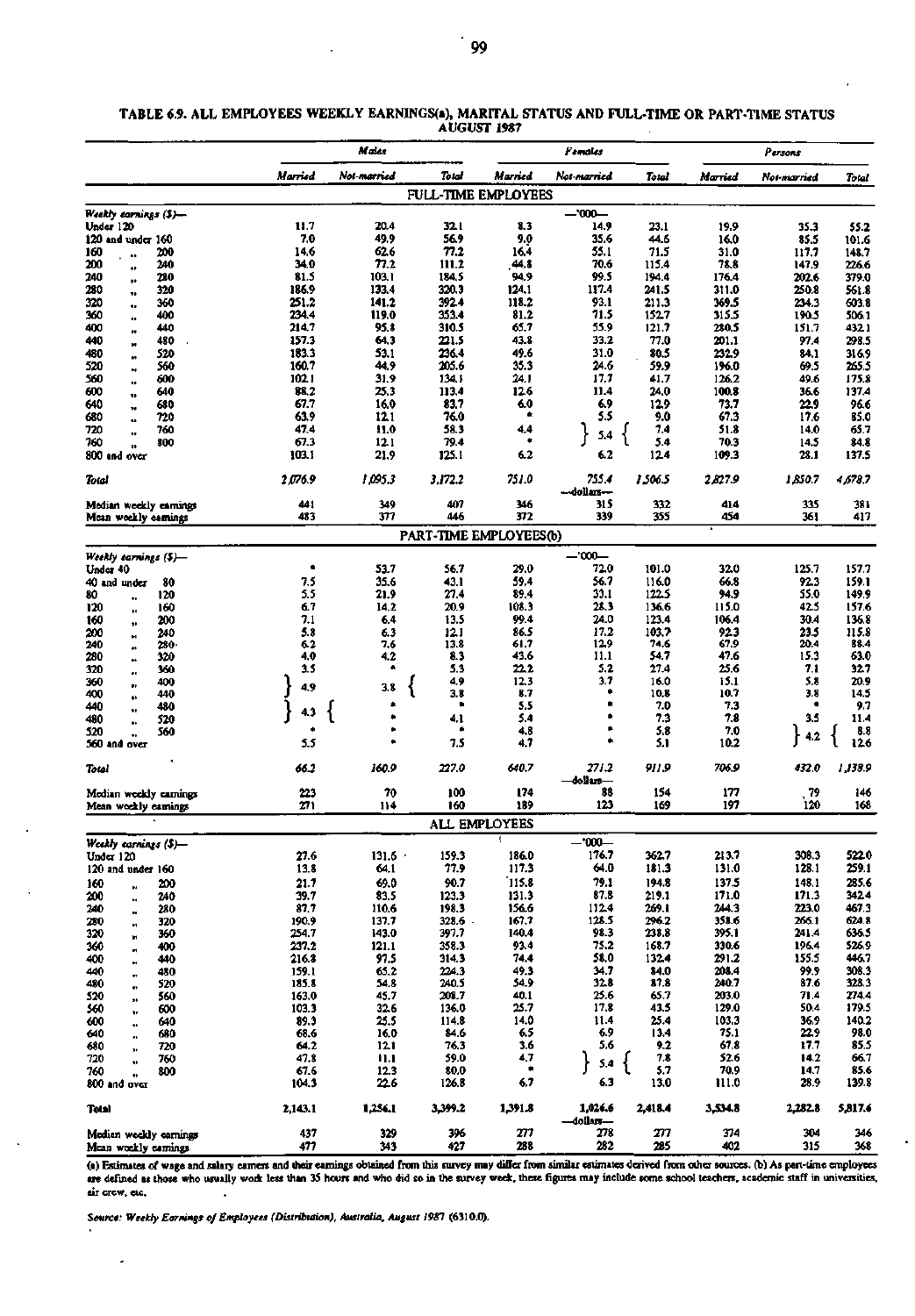TABLE 6.9. ALL EMPLOYEES WEEKLY EARNINGS(a), MARITAL STATUS AND FULL-TIME OR PART-TIME STATUS AUGUST 1987

| | Males | | | Females | | | Persons | | |
|---|---|---|---|---|---|---|---|---|---|
| | Married | Not-married | Total | Married | Not-married | Total | Married | Not-married | Total |
| **FULL-TIME EMPLOYEES** | | | | | | | | | |
| *Weekly earnings ($)—* | | | | | —'000— | | | | |
| Under 120 | 11.7 | 20.4 | 32.1 | 8.3 | 14.9 | 23.1 | 19.9 | 35.3 | 55.2 |
| 120 and under 160 | 7.0 | 49.9 | 56.9 | 9.0 | 35.6 | 44.6 | 16.0 | 85.5 | 101.6 |
| 160 „ 200 | 14.6 | 62.6 | 77.2 | 16.4 | 55.1 | 71.5 | 31.0 | 117.7 | 148.7 |
| 200 „ 240 | 34.0 | 77.2 | 111.2 | 44.8 | 70.6 | 115.4 | 78.8 | 147.9 | 226.6 |
| 240 „ 280 | 81.5 | 103.1 | 184.5 | 94.9 | 99.5 | 194.4 | 176.4 | 202.6 | 379.0 |
| 280 „ 320 | 186.9 | 133.4 | 320.3 | 124.1 | 117.4 | 241.5 | 311.0 | 250.8 | 561.8 |
| 320 „ 360 | 251.2 | 141.2 | 392.4 | 118.2 | 93.1 | 211.3 | 369.5 | 234.3 | 603.8 |
| 360 „ 400 | 234.4 | 119.0 | 353.4 | 81.2 | 71.5 | 152.7 | 315.5 | 190.5 | 506.1 |
| 400 „ 440 | 214.7 | 95.8 | 310.5 | 65.7 | 55.9 | 121.7 | 280.5 | 151.7 | 432.1 |
| 440 „ 480 | 157.3 | 64.3 | 221.5 | 43.8 | 33.2 | 77.0 | 201.1 | 97.4 | 298.5 |
| 480 „ 520 | 183.3 | 53.1 | 236.4 | 49.6 | 31.0 | 80.5 | 232.9 | 84.1 | 316.9 |
| 520 „ 560 | 160.7 | 44.9 | 205.6 | 35.3 | 24.6 | 59.9 | 196.0 | 69.5 | 265.5 |
| 560 „ 600 | 102.1 | 31.9 | 134.1 | 24.1 | 17.7 | 41.7 | 126.2 | 49.6 | 175.8 |
| 600 „ 640 | 88.2 | 25.3 | 113.4 | 12.6 | 11.4 | 24.0 | 100.8 | 36.6 | 137.4 |
| 640 „ 680 | 67.7 | 16.0 | 83.7 | 6.0 | 6.9 | 12.9 | 73.7 | 22.9 | 96.6 |
| 680 „ 720 | 63.9 | 12.1 | 76.0 | * | 5.5 | 9.0 | 67.3 | 17.6 | 85.0 |
| 720 „ 760 | 47.4 | 11.0 | 58.3 | 4.4 | } 5.4 { | 7.4 | 51.8 | 14.0 | 65.7 |
| 760 „ 800 | 67.3 | 12.1 | 79.4 | * | | 5.4 | 70.3 | 14.5 | 84.8 |
| 800 and over | 103.1 | 21.9 | 125.1 | 6.2 | 6.2 | 12.4 | 109.3 | 28.1 | 137.5 |
| *Total* | *2,076.9* | *1,095.3* | *3,172.2* | *751.0* | *755.4* | *1,506.5* | *2,827.9* | *1,850.7* | *4,678.7* |
| | | | | | —dollars— | | | | |
| Median weekly earnings | 441 | 349 | 407 | 346 | 315 | 332 | 414 | 335 | 381 |
| Mean weekly earnings | 483 | 377 | 446 | 372 | 339 | 355 | 454 | 361 | 417 |
| **PART-TIME EMPLOYEES(b)** | | | | | | | | | |
| *Weekly earnings ($)—* | | | | | —'000— | | | | |
| Under 40 | * | 53.7 | 56.7 | 29.0 | 72.0 | 101.0 | 32.0 | 125.7 | 157.7 |
| 40 and under 80 | 7.5 | 35.6 | 43.1 | 59.4 | 56.7 | 116.0 | 66.8 | 92.3 | 159.1 |
| 80 „ 120 | 5.5 | 21.9 | 27.4 | 89.4 | 33.1 | 122.5 | 94.9 | 55.0 | 149.9 |
| 120 „ 160 | 6.7 | 14.2 | 20.9 | 108.3 | 28.3 | 136.6 | 115.0 | 42.5 | 157.6 |
| 160 „ 200 | 7.1 | 6.4 | 13.5 | 99.4 | 24.0 | 123.4 | 106.4 | 30.4 | 136.8 |
| 200 „ 240 | 5.8 | 6.3 | 12.1 | 86.5 | 17.2 | 103.7 | 92.3 | 23.5 | 115.8 |
| 240 „ 280 | 6.2 | 7.6 | 13.8 | 61.7 | 12.9 | 74.6 | 67.9 | 20.4 | 88.4 |
| 280 „ 320 | 4.0 | 4.2 | 8.3 | 43.6 | 11.1 | 54.7 | 47.6 | 15.3 | 63.0 |
| 320 „ 360 | 3.5 | * | 5.3 | 22.2 | 5.2 | 27.4 | 25.6 | 7.1 | 32.7 |
| 360 „ 400 | } 4.9 | 3.8 { | 4.9 | 12.3 | 3.7 | 16.0 | 15.1 | 5.8 | 20.9 |
| 400 „ 440 | | | 3.8 | 8.7 | * | 10.8 | 10.7 | 3.8 | 14.5 |
| 440 „ 480 | } 4.3 { | * | * | 5.5 | * | 7.0 | 7.3 | * | 9.7 |
| 480 „ 520 | | * | 4.1 | 5.4 | * | 7.3 | 7.8 | 3.5 | 11.4 |
| 520 „ 560 | * | * | * | 4.8 | * | 5.8 | 7.0 | } 4.2 { | 8.8 |
| 560 and over | 5.5 | * | 7.5 | 4.7 | * | 5.1 | 10.2 | | 12.6 |
| *Total* | *66.2* | *160.9* | *227.0* | *640.7* | *271.2* | *911.9* | *706.9* | *432.0* | *1,138.9* |
| | | | | | —dollars— | | | | |
| Median weekly earnings | 223 | 70 | 100 | 174 | 88 | 154 | 177 | 79 | 146 |
| Mean weekly earnings | 271 | 114 | 160 | 189 | 123 | 169 | 197 | 120 | 168 |
| **ALL EMPLOYEES** | | | | | | | | | |
| *Weekly earnings ($)—* | | | | | —'000— | | | | |
| Under 120 | 27.6 | 131.6 | 159.3 | 186.0 | 176.7 | 362.7 | 213.7 | 308.3 | 522.0 |
| 120 and under 160 | 13.8 | 64.1 | 77.9 | 117.3 | 64.0 | 181.3 | 131.0 | 128.1 | 259.1 |
| 160 „ 200 | 21.7 | 69.0 | 90.7 | 115.8 | 79.1 | 194.8 | 137.5 | 148.1 | 285.6 |
| 200 „ 240 | 39.7 | 83.5 | 123.3 | 131.3 | 87.8 | 219.1 | 171.0 | 171.3 | 342.4 |
| 240 „ 280 | 87.7 | 110.6 | 198.3 | 156.6 | 112.4 | 269.1 | 244.3 | 223.0 | 467.3 |
| 280 „ 320 | 190.9 | 137.7 | 328.6 | 167.7 | 128.5 | 296.2 | 358.6 | 266.1 | 624.8 |
| 320 „ 360 | 254.7 | 143.0 | 397.7 | 140.4 | 98.3 | 238.8 | 395.1 | 241.4 | 636.5 |
| 360 „ 400 | 237.2 | 121.1 | 358.3 | 93.4 | 75.2 | 168.7 | 330.6 | 196.4 | 526.9 |
| 400 „ 440 | 216.8 | 97.5 | 314.3 | 74.4 | 58.0 | 132.4 | 291.2 | 155.5 | 446.7 |
| 440 „ 480 | 159.1 | 65.2 | 224.3 | 49.3 | 34.7 | 84.0 | 208.4 | 99.9 | 308.3 |
| 480 „ 520 | 185.8 | 54.8 | 240.5 | 54.9 | 32.8 | 87.8 | 240.7 | 87.6 | 328.3 |
| 520 „ 560 | 163.0 | 45.7 | 208.7 | 40.1 | 25.6 | 65.7 | 203.0 | 71.4 | 274.4 |
| 560 „ 600 | 103.3 | 32.6 | 136.0 | 25.7 | 17.8 | 43.5 | 129.0 | 50.4 | 179.5 |
| 600 „ 640 | 89.3 | 25.5 | 114.8 | 14.0 | 11.4 | 25.4 | 103.3 | 36.9 | 140.2 |
| 640 „ 680 | 68.6 | 16.0 | 84.6 | 6.5 | 6.9 | 13.4 | 75.1 | 22.9 | 98.0 |
| 680 „ 720 | 64.2 | 12.1 | 76.3 | 3.6 | 5.6 | 9.2 | 67.8 | 17.7 | 85.5 |
| 720 „ 760 | 47.8 | 11.1 | 59.0 | 4.7 | } 5.4 { | 7.8 | 52.6 | 14.2 | 66.7 |
| 760 „ 800 | 67.6 | 12.3 | 80.0 | * | | 5.7 | 70.9 | 14.7 | 85.6 |
| 800 and over | 104.3 | 22.6 | 126.8 | 6.7 | 6.3 | 13.0 | 111.0 | 28.9 | 139.8 |
| **Total** | 2,143.1 | 1,256.1 | 3,399.2 | 1,391.8 | 1,026.6 | 2,418.4 | 3,534.8 | 2,282.8 | 5,817.6 |
| | | | | | —dollars— | | | | |
| Median weekly earnings | 437 | 329 | 396 | 277 | 278 | 277 | 374 | 304 | 346 |
| Mean weekly earnings | 477 | 343 | 427 | 288 | 282 | 285 | 402 | 315 | 368 |

(a) Estimates of wage and salary earners and their earnings obtained from this survey may differ from similar estimates derived from other sources. (b) As part-time employees are defined as those who usually work less than 35 hours and who did so in the survey week, these figures may include some school teachers, academic staff in universities, air crew, etc.

*Source: Weekly Earnings of Employees (Distribution), Australia, August 1987 (6310.0).*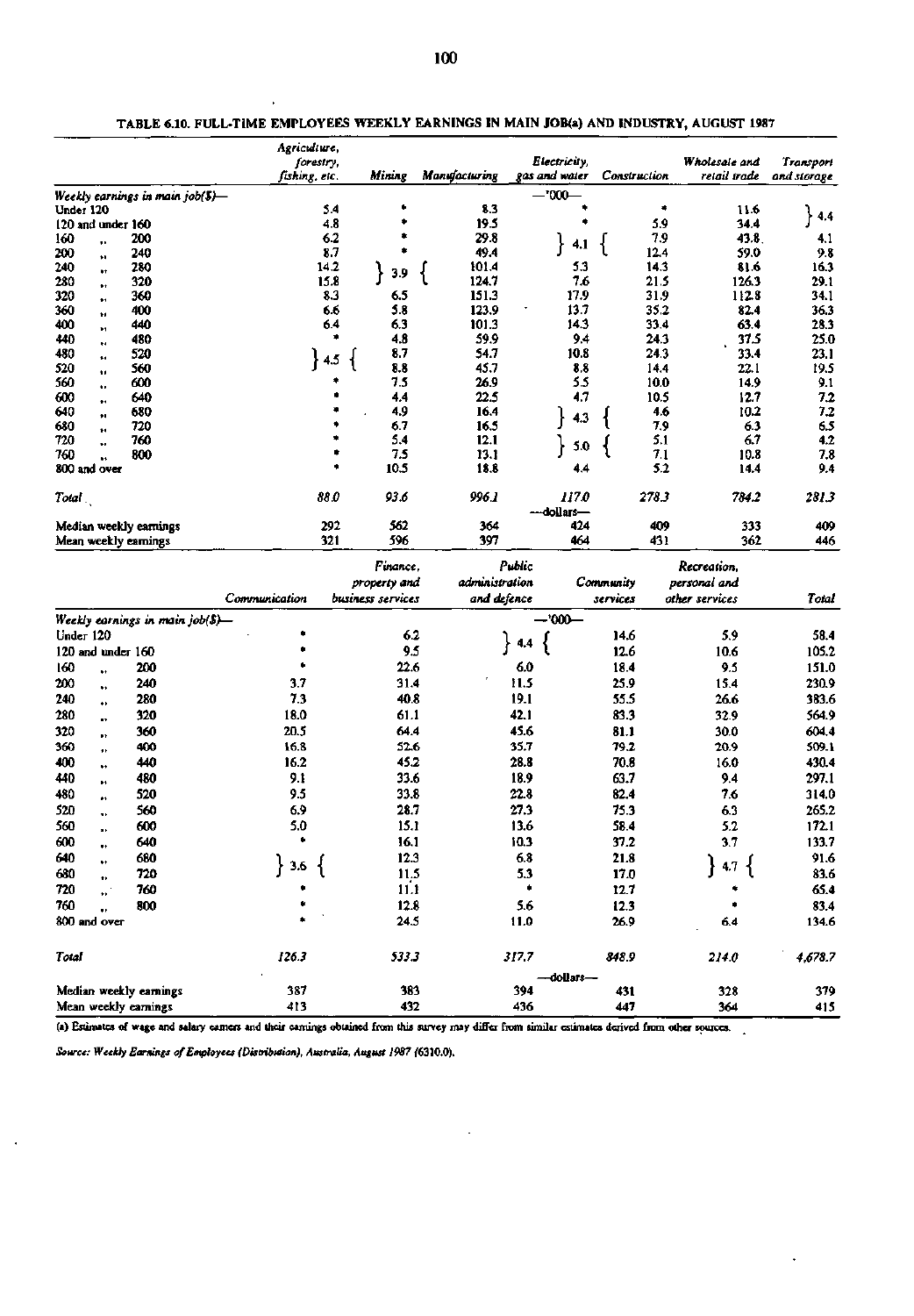TABLE 6.10. FULL-TIME EMPLOYEES WEEKLY EARNINGS IN MAIN JOB(a) AND INDUSTRY, AUGUST 1987

| | Agriculture, forestry, fishing, etc. | Mining | Manufacturing | Electricity, gas and water | Construction | Wholesale and retail trade | Transport and storage |
|---|---|---|---|---|---|---|---|
| | | | | —'000— | | | |
| *Weekly earnings in main job($)—* | | | | | | | |
| Under 120 | 5.4 | * | 8.3 | * | * | 11.6 | } 4.4 |
| 120 and under 160 | 4.8 | * | 19.5 | * | 5.9 | 34.4 | |
| 160 " 200 | 6.2 | * | 29.8 | } 4.1 { | 7.9 | 43.8 | 4.1 |
| 200 " 240 | 8.7 | * | 49.4 | | 12.4 | 59.0 | 9.8 |
| 240 " 280 | 14.2 | } 3.9 { | 101.4 | 5.3 | 14.3 | 81.6 | 16.3 |
| 280 " 320 | 15.8 | | 124.7 | 7.6 | 21.5 | 126.3 | 29.1 |
| 320 " 360 | 8.3 | 6.5 | 151.3 | 17.9 | 31.9 | 112.8 | 34.1 |
| 360 " 400 | 6.6 | 5.8 | 123.9 | 13.7 | 35.2 | 82.4 | 36.3 |
| 400 " 440 | 6.4 | 6.3 | 101.3 | 14.3 | 33.4 | 63.4 | 28.3 |
| 440 " 480 | * | 4.8 | 59.9 | 9.4 | 24.3 | 37.5 | 25.0 |
| 480 " 520 | } 4.5 { | 8.7 | 54.7 | 10.8 | 24.3 | 33.4 | 23.1 |
| 520 " 560 | | 8.8 | 45.7 | 8.8 | 14.4 | 22.1 | 19.5 |
| 560 " 600 | * | 7.5 | 26.9 | 5.5 | 10.0 | 14.9 | 9.1 |
| 600 " 640 | * | 4.4 | 22.5 | 4.7 | 10.5 | 12.7 | 7.2 |
| 640 " 680 | * | 4.9 | 16.4 | } 4.3 { | 4.6 | 10.2 | 7.2 |
| 680 " 720 | * | 6.7 | 16.5 | | 7.9 | 6.3 | 6.5 |
| 720 " 760 | * | 5.4 | 12.1 | } 5.0 { | 5.1 | 6.7 | 4.2 |
| 760 " 800 | * | 7.5 | 13.1 | | 7.1 | 10.8 | 7.8 |
| 800 and over | * | 10.5 | 18.8 | 4.4 | 5.2 | 14.4 | 9.4 |
| *Total* | *88.0* | *93.6* | *996.1* | *117.0* | *278.3* | *784.2* | *281.3* |
| | | | | —dollars— | | | |
| Median weekly earnings | 292 | 562 | 364 | 424 | 409 | 333 | 409 |
| Mean weekly earnings | 321 | 596 | 397 | 464 | 431 | 362 | 446 |

| | Communication | Finance, property and business services | Public administration and defence | Community services | Recreation, personal and other services | Total |
|---|---|---|---|---|---|---|
| | | | —'000— | | | |
| *Weekly earnings in main job($)—* | | | | | | |
| Under 120 | * | 6.2 | } 4.4 { | 14.6 | 5.9 | 58.4 |
| 120 and under 160 | * | 9.5 | | 12.6 | 10.6 | 105.2 |
| 160 " 200 | * | 22.6 | 6.0 | 18.4 | 9.5 | 151.0 |
| 200 " 240 | 3.7 | 31.4 | 11.5 | 25.9 | 15.4 | 230.9 |
| 240 " 280 | 7.3 | 40.8 | 19.1 | 55.5 | 26.6 | 383.6 |
| 280 " 320 | 18.0 | 61.1 | 42.1 | 83.3 | 32.9 | 564.9 |
| 320 " 360 | 20.5 | 64.4 | 45.6 | 81.1 | 30.0 | 604.4 |
| 360 " 400 | 16.8 | 52.6 | 35.7 | 79.2 | 20.9 | 509.1 |
| 400 " 440 | 16.2 | 45.2 | 28.8 | 70.8 | 16.0 | 430.4 |
| 440 " 480 | 9.1 | 33.6 | 18.9 | 63.7 | 9.4 | 297.1 |
| 480 " 520 | 9.5 | 33.8 | 22.8 | 82.4 | 7.6 | 314.0 |
| 520 " 560 | 6.9 | 28.7 | 27.3 | 75.3 | 6.3 | 265.2 |
| 560 " 600 | 5.0 | 15.1 | 13.6 | 58.4 | 5.2 | 172.1 |
| 600 " 640 | * | 16.1 | 10.3 | 37.2 | 3.7 | 133.7 |
| 640 " 680 | } 3.6 { | 12.3 | 6.8 | 21.8 | } 4.7 { | 91.6 |
| 680 " 720 | | 11.5 | 5.3 | 17.0 | | 83.6 |
| 720 " 760 | * | 11.1 | * | 12.7 | * | 65.4 |
| 760 " 800 | * | 12.8 | 5.6 | 12.3 | * | 83.4 |
| 800 and over | * | 24.5 | 11.0 | 26.9 | 6.4 | 134.6 |
| *Total* | *126.3* | *533.3* | *317.7* | *848.9* | *214.0* | *4,678.7* |
| | | | —dollars— | | | |
| Median weekly earnings | 387 | 383 | 394 | 431 | 328 | 379 |
| Mean weekly earnings | 413 | 432 | 436 | 447 | 364 | 415 |

(a) Estimates of wage and salary earners and their earnings obtained from this survey may differ from similar estimates derived from other sources.

*Source: Weekly Earnings of Employees (Distribution), Australia, August 1987 (6310.0).*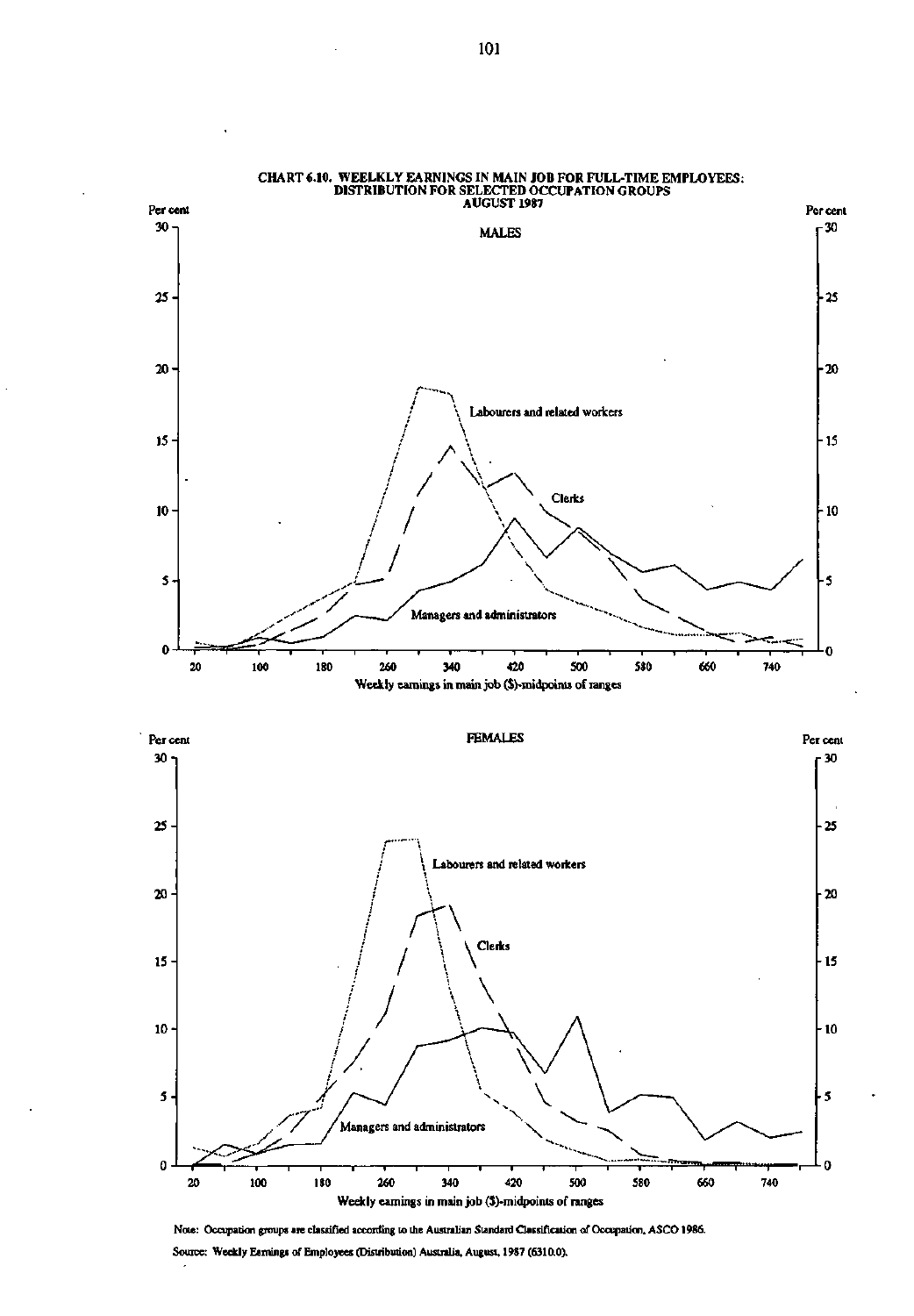## CHART 6.10. WEELKLY EARNINGS IN MAIN JOB FOR FULL-TIME EMPLOYEES: DISTRIBUTION FOR SELECTED OCCUPATION GROUPS AUGUST 1987

MALES

Per cent

Labourers and related workers

Clerks

Managers and administrators

Weekly earnings in main job ($)-midpoints of ranges

FEMALES

Per cent

Labourers and related workers

Clerks

Managers and administrators

Weekly earnings in main job ($)-midpoints of ranges

Note: Occupation groups are classified according to the Australian Standard Classification of Occupation, ASCO 1986.

Source: Weekly Earnings of Employees (Distribution) Australia, August, 1987 (6310.0).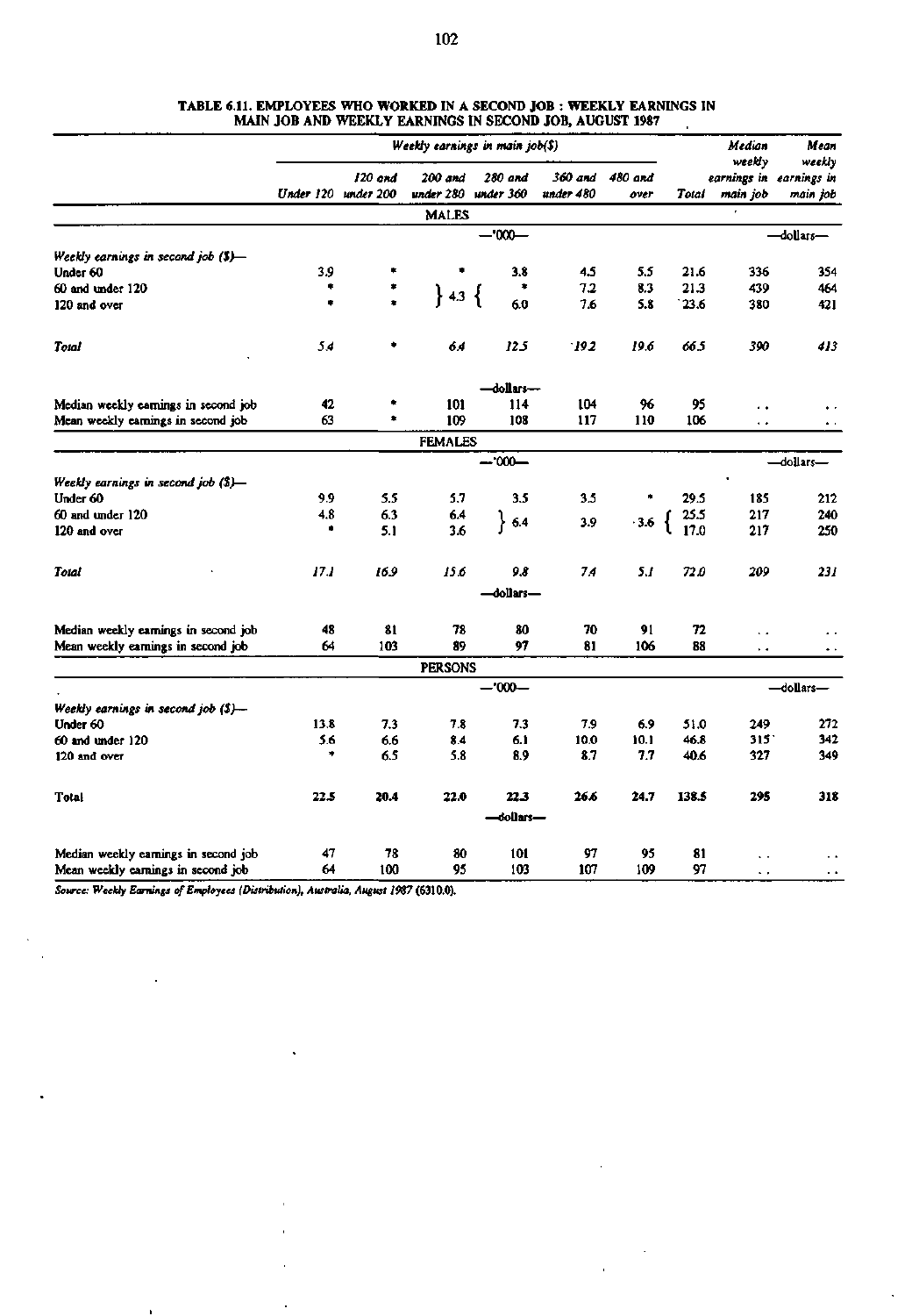**TABLE 6.11. EMPLOYEES WHO WORKED IN A SECOND JOB : WEEKLY EARNINGS IN MAIN JOB AND WEEKLY EARNINGS IN SECOND JOB, AUGUST 1987**

| | Weekly earnings in main job($) | | | | | | | Median weekly earnings in main job | Mean weekly earnings in main job |
|---|---|---|---|---|---|---|---|---|---|
| | Under 120 | 120 and under 200 | 200 and under 280 | 280 and under 360 | 360 and under 480 | 480 and over | Total | | |
| **MALES** | | | | | | | | | |
| | —'000— | | | | | | | —dollars— | |
| *Weekly earnings in second job ($)—* | | | | | | | | | |
| Under 60 | 3.9 | * | * | 3.8 | 4.5 | 5.5 | 21.6 | 336 | 354 |
| 60 and under 120 | * | * | } 4.3 { | * | 7.2 | 8.3 | 21.3 | 439 | 464 |
| 120 and over | * | * | | 6.0 | 7.6 | 5.8 | 23.6 | 380 | 421 |
| *Total* | 5.4 | * | 6.4 | 12.5 | 19.2 | 19.6 | 66.5 | 390 | 413 |
| | —dollars— | | | | | | | | |
| Median weekly earnings in second job | 42 | * | 101 | 114 | 104 | 96 | 95 | . . | . . |
| Mean weekly earnings in second job | 63 | * | 109 | 108 | 117 | 110 | 106 | . . | . . |
| **FEMALES** | | | | | | | | | |
| | —'000— | | | | | | | —dollars— | |
| *Weekly earnings in second job ($)—* | | | | | | | | | |
| Under 60 | 9.9 | 5.5 | 5.7 | 3.5 | 3.5 | * | 29.5 | 185 | 212 |
| 60 and under 120 | 4.8 | 6.3 | 6.4 | } 6.4 | 3.9 | 3.6 { | 25.5 | 217 | 240 |
| 120 and over | * | 5.1 | 3.6 | | | | 17.0 | 217 | 250 |
| *Total* | 17.1 | 16.9 | 15.6 | 9.8 | 7.4 | 5.1 | 72.0 | 209 | 231 |
| | —dollars— | | | | | | | | |
| Median weekly earnings in second job | 48 | 81 | 78 | 80 | 70 | 91 | 72 | . . | . . |
| Mean weekly earnings in second job | 64 | 103 | 89 | 97 | 81 | 106 | 88 | . . | . . |
| **PERSONS** | | | | | | | | | |
| | —'000— | | | | | | | —dollars— | |
| *Weekly earnings in second job ($)—* | | | | | | | | | |
| Under 60 | 13.8 | 7.3 | 7.8 | 7.3 | 7.9 | 6.9 | 51.0 | 249 | 272 |
| 60 and under 120 | 5.6 | 6.6 | 8.4 | 6.1 | 10.0 | 10.1 | 46.8 | 315 | 342 |
| 120 and over | * | 6.5 | 5.8 | 8.9 | 8.7 | 7.7 | 40.6 | 327 | 349 |
| Total | 22.5 | 20.4 | 22.0 | 22.3 | 26.6 | 24.7 | 138.5 | 295 | 318 |
| | —dollars— | | | | | | | | |
| Median weekly earnings in second job | 47 | 78 | 80 | 101 | 97 | 95 | 81 | . . | . . |
| Mean weekly earnings in second job | 64 | 100 | 95 | 103 | 107 | 109 | 97 | . . | . . |

*Source: Weekly Earnings of Employees (Distribution), Australia, August 1987* (6310.0).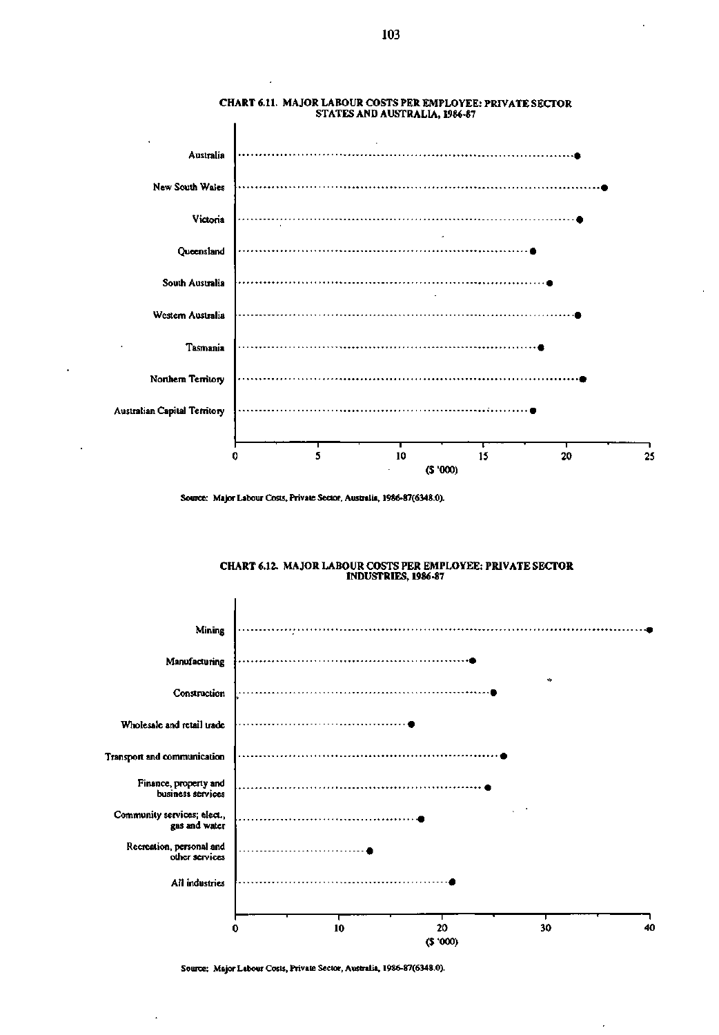**CHART 6.11. MAJOR LABOUR COSTS PER EMPLOYEE: PRIVATE SECTOR STATES AND AUSTRALIA, 1986-87**

| State | ($ '000) |
|---|---|
| Australia | ~20.7 |
| New South Wales | ~22.4 |
| Victoria | ~20.8 |
| Queensland | ~18.0 |
| South Australia | ~19.0 |
| Western Australia | ~20.7 |
| Tasmania | ~18.5 |
| Northern Territory | ~21.0 |
| Australian Capital Territory | ~18.0 |

Source: Major Labour Costs, Private Sector, Australia, 1986-87(6348.0).

**CHART 6.12. MAJOR LABOUR COSTS PER EMPLOYEE: PRIVATE SECTOR INDUSTRIES, 1986-87**

| Industry | ($ '000) |
|---|---|
| Mining | ~40.0 |
| Manufacturing | ~22.9 |
| Construction | ~24.9 |
| Wholesale and retail trade | ~17.0 |
| Transport and communication | ~25.9 |
| Finance, property and business services | ~24.4 |
| Community services; elect., gas and water | ~17.9 |
| Recreation, personal and other services | ~13.0 |
| All industries | ~20.9 |

Source: Major Labour Costs, Private Sector, Australia, 1986-87(6348.0).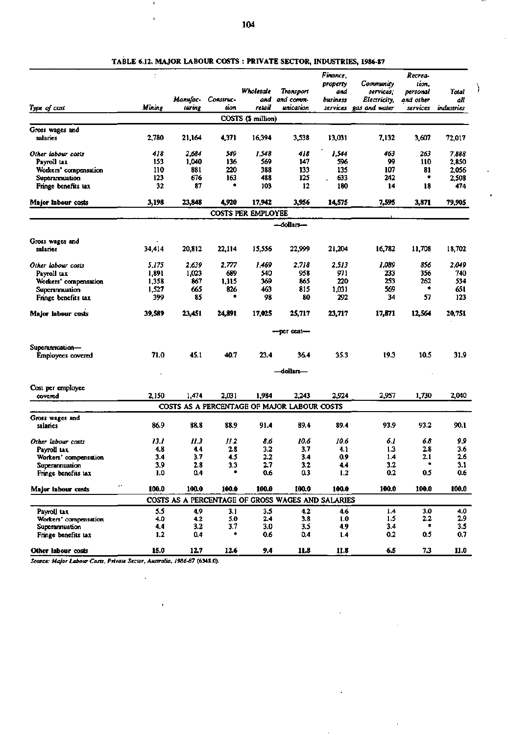# TABLE 6.12. MAJOR LABOUR COSTS : PRIVATE SECTOR, INDUSTRIES, 1986-87

| Type of cost | Mining | Manufacturing | Construction | Wholesale and retail | Transport and communication | Finance, property and business services | Community services; Electricity, gas and water | Recreation, personal and other services | Total all industries |
|---|---|---|---|---|---|---|---|---|---|
| **COSTS ($ million)** | | | | | | | | | |
| Gross wages and salaries | 2,780 | 21,164 | 4,371 | 16,394 | 3,538 | 13,031 | 7,132 | 3,607 | 72,017 |
| *Other labour costs* | *418* | *2,684* | *549* | *1,548* | *418* | *1,544* | *463* | *263* | *7,888* |
| Payroll tax | 153 | 1,040 | 136 | 569 | 147 | 596 | 99 | 110 | 2,850 |
| Workers' compensation | 110 | 881 | 220 | 388 | 133 | 135 | 107 | 81 | 2,056 |
| Superannuation | 123 | 676 | 163 | 488 | 125 | 633 | 242 | * | 2,508 |
| Fringe benefits tax | 32 | 87 | * | 103 | 12 | 180 | 14 | 18 | 474 |
| **Major labour costs** | **3,198** | **23,848** | **4,920** | **17,942** | **3,956** | **14,575** | **7,595** | **3,871** | **79,905** |
| **COSTS PER EMPLOYEE** | | | | | | | | | |
| —dollars— | | | | | | | | | |
| Gross wages and salaries | 34,414 | 20,812 | 22,114 | 15,556 | 22,999 | 21,204 | 16,782 | 11,708 | 18,702 |
| *Other labour costs* | *5,175* | *2,639* | *2,777* | *1,469* | *2,718* | *2,513* | *1,089* | *856* | *2,049* |
| Payroll tax | 1,891 | 1,023 | 689 | 540 | 958 | 971 | 233 | 356 | 740 |
| Workers' compensation | 1,358 | 867 | 1,115 | 369 | 865 | 220 | 253 | 262 | 534 |
| Superannuation | 1,527 | 665 | 826 | 463 | 815 | 1,031 | 569 | * | 651 |
| Fringe benefits tax | 399 | 85 | * | 98 | 80 | 292 | 34 | 57 | 123 |
| **Major labour costs** | **39,589** | **23,451** | **24,891** | **17,025** | **25,717** | **23,717** | **17,871** | **12,564** | **20,751** |
| —per cent— | | | | | | | | | |
| Superannuation— Employees covered | 71.0 | 45.1 | 40.7 | 23.4 | 36.4 | 35.3 | 19.3 | 10.5 | 31.9 |
| —dollars— | | | | | | | | | |
| Cost per employee covered | 2,150 | 1,474 | 2,031 | 1,984 | 2,243 | 2,924 | 2,957 | 1,730 | 2,040 |
| **COSTS AS A PERCENTAGE OF MAJOR LABOUR COSTS** | | | | | | | | | |
| Gross wages and salaries | 86.9 | 88.8 | 88.9 | 91.4 | 89.4 | 89.4 | 93.9 | 93.2 | 90.1 |
| *Other labour costs* | *13.1* | *11.3* | *11.2* | *8.6* | *10.6* | *10.6* | *6.1* | *6.8* | *9.9* |
| Payroll tax | 4.8 | 4.4 | 2.8 | 3.2 | 3.7 | 4.1 | 1.3 | 2.8 | 3.6 |
| Workers' compensation | 3.4 | 3.7 | 4.5 | 2.2 | 3.4 | 0.9 | 1.4 | 2.1 | 2.6 |
| Superannuation | 3.9 | 2.8 | 3.3 | 2.7 | 3.2 | 4.4 | 3.2 | * | 3.1 |
| Fringe benefits tax | 1.0 | 0.4 | * | 0.6 | 0.3 | 1.2 | 0.2 | 0.5 | 0.6 |
| **Major labour costs** | **100.0** | **100.0** | **100.0** | **100.0** | **100.0** | **100.0** | **100.0** | **100.0** | **100.0** |
| **COSTS AS A PERCENTAGE OF GROSS WAGES AND SALARIES** | | | | | | | | | |
| Payroll tax | 5.5 | 4.9 | 3.1 | 3.5 | 4.2 | 4.6 | 1.4 | 3.0 | 4.0 |
| Workers' compensation | 4.0 | 4.2 | 5.0 | 2.4 | 3.8 | 1.0 | 1.5 | 2.2 | 2.9 |
| Superannuation | 4.4 | 3.2 | 3.7 | 3.0 | 3.5 | 4.9 | 3.4 | * | 3.5 |
| Fringe benefits tax | 1.2 | 0.4 | * | 0.6 | 0.4 | 1.4 | 0.2 | 0.5 | 0.7 |
| **Other labour costs** | **15.0** | **12.7** | **12.6** | **9.4** | **11.8** | **11.8** | **6.5** | **7.3** | **11.0** |

*Source: Major Labour Costs, Private Sector, Australia, 1986-87* (6348.0).